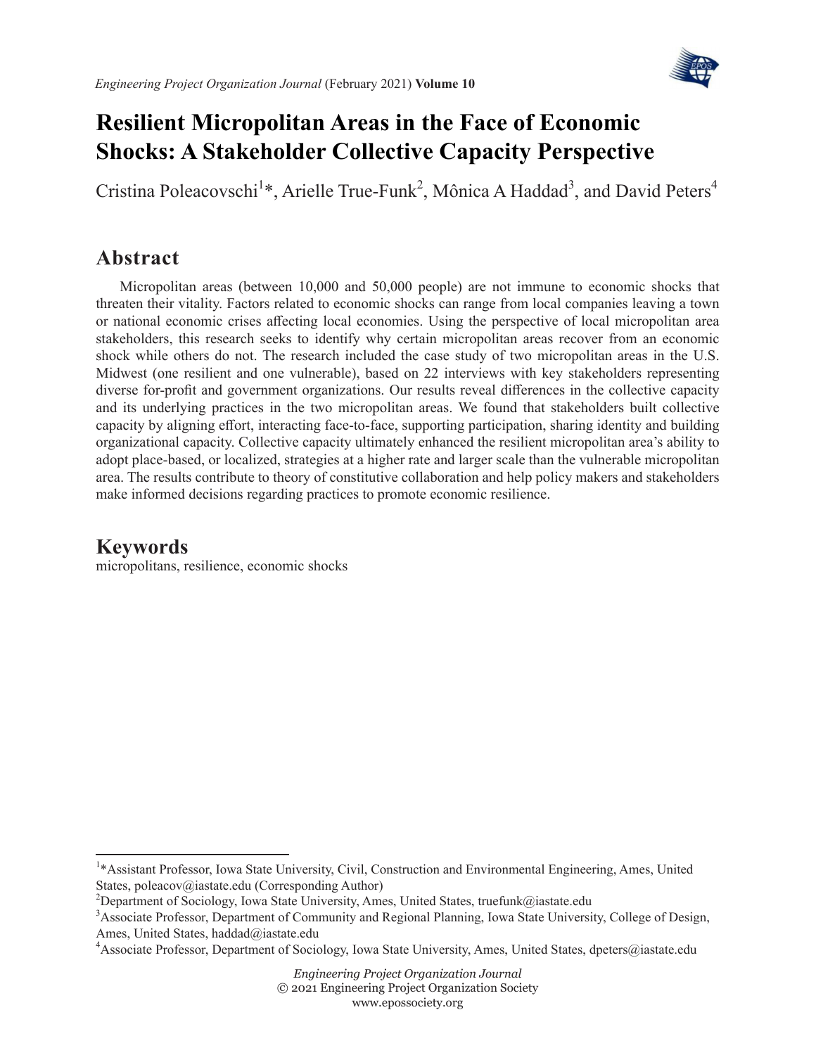# Resilient Micropolitan Areas in the Face of Economic Shocks: A Stakeholder Collective Capacity Perspective

Cristina Poleacovschi[1]*, Arielle True-Funk[2], Mônica A Haddad[3], and David Peters[4]

## Abstract

Micropolitan areas (between 10,000 and 50,000 people) are not immune to economic shocks that threaten their vitality. Factors related to economic shocks can range from local companies leaving a town or national economic crises affecting local economies. Using the perspective of local micropolitan area stakeholders, this research seeks to identify why certain micropolitan areas recover from an economic shock while others do not. The research included the case study of two micropolitan areas in the U.S. Midwest (one resilient and one vulnerable), based on 22 interviews with key stakeholders representing diverse for-profit and government organizations. Our results reveal differences in the collective capacity and its underlying practices in the two micropolitan areas. We found that stakeholders built collective capacity by aligning effort, interacting face-to-face, supporting participation, sharing identity and building organizational capacity. Collective capacity ultimately enhanced the resilient micropolitan area's ability to adopt place-based, or localized, strategies at a higher rate and larger scale than the vulnerable micropolitan area. The results contribute to theory of constitutive collaboration and help policy makers and stakeholders make informed decisions regarding practices to promote economic resilience.

## Keywords

micropolitans, resilience, economic shocks

---

[1]*Assistant Professor, Iowa State University, Civil, Construction and Environmental Engineering, Ames, United States, poleacov@iastate.edu (Corresponding Author)

[2]Department of Sociology, Iowa State University, Ames, United States, truefunk@iastate.edu

[3]Associate Professor, Department of Community and Regional Planning, Iowa State University, College of Design, Ames, United States, haddad@iastate.edu

[4]Associate Professor, Department of Sociology, Iowa State University, Ames, United States, dpeters@iastate.edu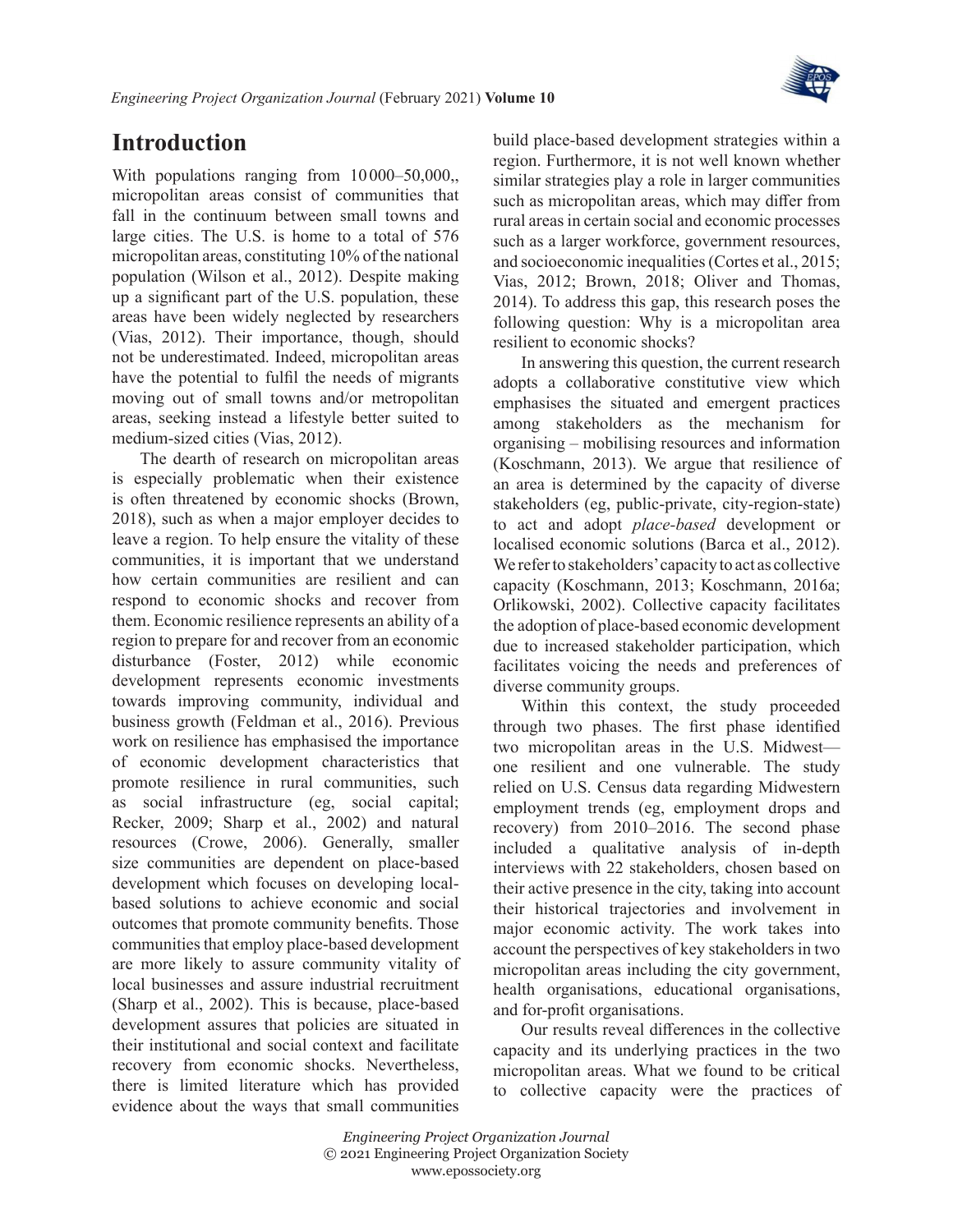## Introduction

With populations ranging from 10 000–50,000,, micropolitan areas consist of communities that fall in the continuum between small towns and large cities. The U.S. is home to a total of 576 micropolitan areas, constituting 10% of the national population (Wilson et al., 2012). Despite making up a significant part of the U.S. population, these areas have been widely neglected by researchers (Vias, 2012). Their importance, though, should not be underestimated. Indeed, micropolitan areas have the potential to fulfil the needs of migrants moving out of small towns and/or metropolitan areas, seeking instead a lifestyle better suited to medium-sized cities (Vias, 2012).

The dearth of research on micropolitan areas is especially problematic when their existence is often threatened by economic shocks (Brown, 2018), such as when a major employer decides to leave a region. To help ensure the vitality of these communities, it is important that we understand how certain communities are resilient and can respond to economic shocks and recover from them. Economic resilience represents an ability of a region to prepare for and recover from an economic disturbance (Foster, 2012) while economic development represents economic investments towards improving community, individual and business growth (Feldman et al., 2016). Previous work on resilience has emphasised the importance of economic development characteristics that promote resilience in rural communities, such as social infrastructure (eg, social capital; Recker, 2009; Sharp et al., 2002) and natural resources (Crowe, 2006). Generally, smaller size communities are dependent on place-based development which focuses on developing local-based solutions to achieve economic and social outcomes that promote community benefits. Those communities that employ place-based development are more likely to assure community vitality of local businesses and assure industrial recruitment (Sharp et al., 2002). This is because, place-based development assures that policies are situated in their institutional and social context and facilitate recovery from economic shocks. Nevertheless, there is limited literature which has provided evidence about the ways that small communities build place-based development strategies within a region. Furthermore, it is not well known whether similar strategies play a role in larger communities such as micropolitan areas, which may differ from rural areas in certain social and economic processes such as a larger workforce, government resources, and socioeconomic inequalities (Cortes et al., 2015; Vias, 2012; Brown, 2018; Oliver and Thomas, 2014). To address this gap, this research poses the following question: Why is a micropolitan area resilient to economic shocks?

In answering this question, the current research adopts a collaborative constitutive view which emphasises the situated and emergent practices among stakeholders as the mechanism for organising – mobilising resources and information (Koschmann, 2013). We argue that resilience of an area is determined by the capacity of diverse stakeholders (eg, public-private, city-region-state) to act and adopt *place-based* development or localised economic solutions (Barca et al., 2012). We refer to stakeholders' capacity to act as collective capacity (Koschmann, 2013; Koschmann, 2016a; Orlikowski, 2002). Collective capacity facilitates the adoption of place-based economic development due to increased stakeholder participation, which facilitates voicing the needs and preferences of diverse community groups.

Within this context, the study proceeded through two phases. The first phase identified two micropolitan areas in the U.S. Midwest—one resilient and one vulnerable. The study relied on U.S. Census data regarding Midwestern employment trends (eg, employment drops and recovery) from 2010–2016. The second phase included a qualitative analysis of in-depth interviews with 22 stakeholders, chosen based on their active presence in the city, taking into account their historical trajectories and involvement in major economic activity. The work takes into account the perspectives of key stakeholders in two micropolitan areas including the city government, health organisations, educational organisations, and for-profit organisations.

Our results reveal differences in the collective capacity and its underlying practices in the two micropolitan areas. What we found to be critical to collective capacity were the practices of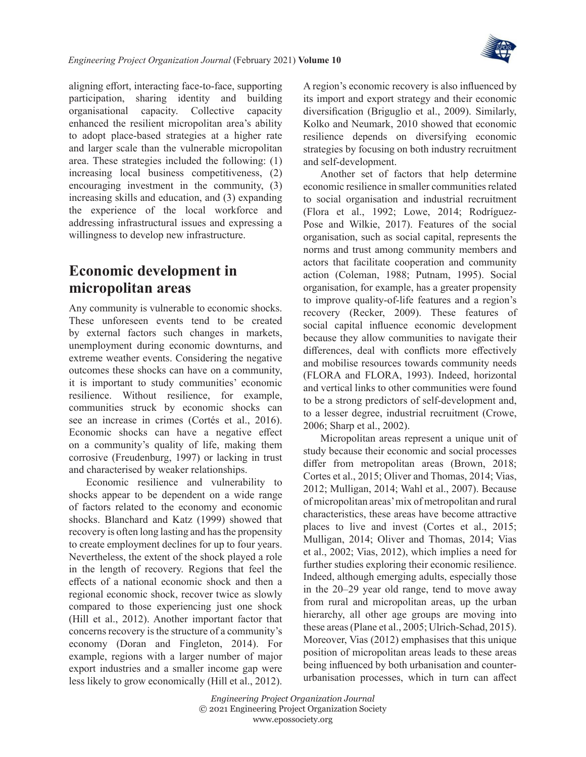aligning effort, interacting face-to-face, supporting participation, sharing identity and building organisational capacity. Collective capacity enhanced the resilient micropolitan area's ability to adopt place-based strategies at a higher rate and larger scale than the vulnerable micropolitan area. These strategies included the following: (1) increasing local business competitiveness, (2) encouraging investment in the community, (3) increasing skills and education, and (3) expanding the experience of the local workforce and addressing infrastructural issues and expressing a willingness to develop new infrastructure.

## Economic development in micropolitan areas

Any community is vulnerable to economic shocks. These unforeseen events tend to be created by external factors such changes in markets, unemployment during economic downturns, and extreme weather events. Considering the negative outcomes these shocks can have on a community, it is important to study communities' economic resilience. Without resilience, for example, communities struck by economic shocks can see an increase in crimes (Cortés et al., 2016). Economic shocks can have a negative effect on a community's quality of life, making them corrosive (Freudenburg, 1997) or lacking in trust and characterised by weaker relationships.

Economic resilience and vulnerability to shocks appear to be dependent on a wide range of factors related to the economy and economic shocks. Blanchard and Katz (1999) showed that recovery is often long lasting and has the propensity to create employment declines for up to four years. Nevertheless, the extent of the shock played a role in the length of recovery. Regions that feel the effects of a national economic shock and then a regional economic shock, recover twice as slowly compared to those experiencing just one shock (Hill et al., 2012). Another important factor that concerns recovery is the structure of a community's economy (Doran and Fingleton, 2014). For example, regions with a larger number of major export industries and a smaller income gap were less likely to grow economically (Hill et al., 2012). A region's economic recovery is also influenced by its import and export strategy and their economic diversification (Briguglio et al., 2009). Similarly, Kolko and Neumark, 2010 showed that economic resilience depends on diversifying economic strategies by focusing on both industry recruitment and self-development.

Another set of factors that help determine economic resilience in smaller communities related to social organisation and industrial recruitment (Flora et al., 1992; Lowe, 2014; Rodríguez-Pose and Wilkie, 2017). Features of the social organisation, such as social capital, represents the norms and trust among community members and actors that facilitate cooperation and community action (Coleman, 1988; Putnam, 1995). Social organisation, for example, has a greater propensity to improve quality-of-life features and a region's recovery (Recker, 2009). These features of social capital influence economic development because they allow communities to navigate their differences, deal with conflicts more effectively and mobilise resources towards community needs (FLORA and FLORA, 1993). Indeed, horizontal and vertical links to other communities were found to be a strong predictors of self-development and, to a lesser degree, industrial recruitment (Crowe, 2006; Sharp et al., 2002).

Micropolitan areas represent a unique unit of study because their economic and social processes differ from metropolitan areas (Brown, 2018; Cortes et al., 2015; Oliver and Thomas, 2014; Vias, 2012; Mulligan, 2014; Wahl et al., 2007). Because of micropolitan areas' mix of metropolitan and rural characteristics, these areas have become attractive places to live and invest (Cortes et al., 2015; Mulligan, 2014; Oliver and Thomas, 2014; Vias et al., 2002; Vias, 2012), which implies a need for further studies exploring their economic resilience. Indeed, although emerging adults, especially those in the 20–29 year old range, tend to move away from rural and micropolitan areas, up the urban hierarchy, all other age groups are moving into these areas (Plane et al., 2005; Ulrich-Schad, 2015). Moreover, Vias (2012) emphasises that this unique position of micropolitan areas leads to these areas being influenced by both urbanisation and counter-urbanisation processes, which in turn can affect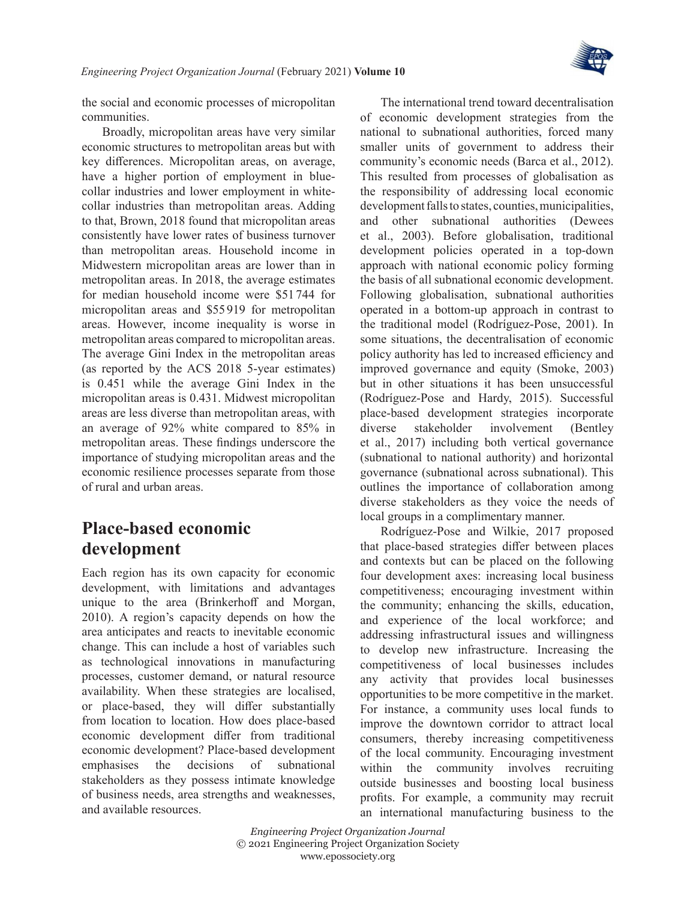the social and economic processes of micropolitan communities.

Broadly, micropolitan areas have very similar economic structures to metropolitan areas but with key differences. Micropolitan areas, on average, have a higher portion of employment in blue-collar industries and lower employment in white-collar industries than metropolitan areas. Adding to that, Brown, 2018 found that micropolitan areas consistently have lower rates of business turnover than metropolitan areas. Household income in Midwestern micropolitan areas are lower than in metropolitan areas. In 2018, the average estimates for median household income were \$51 744 for micropolitan areas and \$55 919 for metropolitan areas. However, income inequality is worse in metropolitan areas compared to micropolitan areas. The average Gini Index in the metropolitan areas (as reported by the ACS 2018 5-year estimates) is 0.451 while the average Gini Index in the micropolitan areas is 0.431. Midwest micropolitan areas are less diverse than metropolitan areas, with an average of 92% white compared to 85% in metropolitan areas. These findings underscore the importance of studying micropolitan areas and the economic resilience processes separate from those of rural and urban areas.

## Place-based economic development

Each region has its own capacity for economic development, with limitations and advantages unique to the area (Brinkerhoff and Morgan, 2010). A region's capacity depends on how the area anticipates and reacts to inevitable economic change. This can include a host of variables such as technological innovations in manufacturing processes, customer demand, or natural resource availability. When these strategies are localised, or place-based, they will differ substantially from location to location. How does place-based economic development differ from traditional economic development? Place-based development emphasises the decisions of subnational stakeholders as they possess intimate knowledge of business needs, area strengths and weaknesses, and available resources.

The international trend toward decentralisation of economic development strategies from the national to subnational authorities, forced many smaller units of government to address their community's economic needs (Barca et al., 2012). This resulted from processes of globalisation as the responsibility of addressing local economic development falls to states, counties, municipalities, and other subnational authorities (Dewees et al., 2003). Before globalisation, traditional development policies operated in a top-down approach with national economic policy forming the basis of all subnational economic development. Following globalisation, subnational authorities operated in a bottom-up approach in contrast to the traditional model (Rodríguez-Pose, 2001). In some situations, the decentralisation of economic policy authority has led to increased efficiency and improved governance and equity (Smoke, 2003) but in other situations it has been unsuccessful (Rodríguez-Pose and Hardy, 2015). Successful place-based development strategies incorporate diverse stakeholder involvement (Bentley et al., 2017) including both vertical governance (subnational to national authority) and horizontal governance (subnational across subnational). This outlines the importance of collaboration among diverse stakeholders as they voice the needs of local groups in a complimentary manner.

Rodríguez-Pose and Wilkie, 2017 proposed that place-based strategies differ between places and contexts but can be placed on the following four development axes: increasing local business competitiveness; encouraging investment within the community; enhancing the skills, education, and experience of the local workforce; and addressing infrastructural issues and willingness to develop new infrastructure. Increasing the competitiveness of local businesses includes any activity that provides local businesses opportunities to be more competitive in the market. For instance, a community uses local funds to improve the downtown corridor to attract local consumers, thereby increasing competitiveness of the local community. Encouraging investment within the community involves recruiting outside businesses and boosting local business profits. For example, a community may recruit an international manufacturing business to the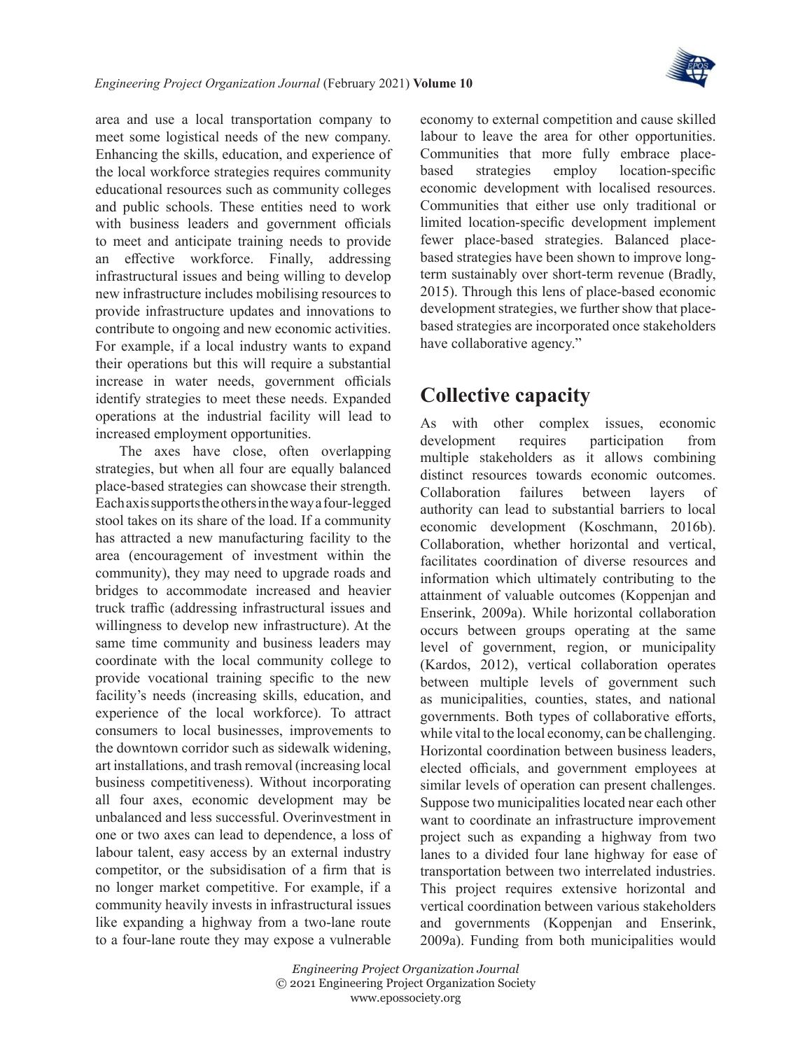area and use a local transportation company to meet some logistical needs of the new company. Enhancing the skills, education, and experience of the local workforce strategies requires community educational resources such as community colleges and public schools. These entities need to work with business leaders and government officials to meet and anticipate training needs to provide an effective workforce. Finally, addressing infrastructural issues and being willing to develop new infrastructure includes mobilising resources to provide infrastructure updates and innovations to contribute to ongoing and new economic activities. For example, if a local industry wants to expand their operations but this will require a substantial increase in water needs, government officials identify strategies to meet these needs. Expanded operations at the industrial facility will lead to increased employment opportunities.

The axes have close, often overlapping strategies, but when all four are equally balanced place-based strategies can showcase their strength. Each axis supports the others in the way a four-legged stool takes on its share of the load. If a community has attracted a new manufacturing facility to the area (encouragement of investment within the community), they may need to upgrade roads and bridges to accommodate increased and heavier truck traffic (addressing infrastructural issues and willingness to develop new infrastructure). At the same time community and business leaders may coordinate with the local community college to provide vocational training specific to the new facility's needs (increasing skills, education, and experience of the local workforce). To attract consumers to local businesses, improvements to the downtown corridor such as sidewalk widening, art installations, and trash removal (increasing local business competitiveness). Without incorporating all four axes, economic development may be unbalanced and less successful. Overinvestment in one or two axes can lead to dependence, a loss of labour talent, easy access by an external industry competitor, or the subsidisation of a firm that is no longer market competitive. For example, if a community heavily invests in infrastructural issues like expanding a highway from a two-lane route to a four-lane route they may expose a vulnerable economy to external competition and cause skilled labour to leave the area for other opportunities. Communities that more fully embrace place-based strategies employ location-specific economic development with localised resources. Communities that either use only traditional or limited location-specific development implement fewer place-based strategies. Balanced place-based strategies have been shown to improve long-term sustainably over short-term revenue (Bradly, 2015). Through this lens of place-based economic development strategies, we further show that place-based strategies are incorporated once stakeholders have collaborative agency."

## Collective capacity

As with other complex issues, economic development requires participation from multiple stakeholders as it allows combining distinct resources towards economic outcomes. Collaboration failures between layers of authority can lead to substantial barriers to local economic development (Koschmann, 2016b). Collaboration, whether horizontal and vertical, facilitates coordination of diverse resources and information which ultimately contributing to the attainment of valuable outcomes (Koppenjan and Enserink, 2009a). While horizontal collaboration occurs between groups operating at the same level of government, region, or municipality (Kardos, 2012), vertical collaboration operates between multiple levels of government such as municipalities, counties, states, and national governments. Both types of collaborative efforts, while vital to the local economy, can be challenging. Horizontal coordination between business leaders, elected officials, and government employees at similar levels of operation can present challenges. Suppose two municipalities located near each other want to coordinate an infrastructure improvement project such as expanding a highway from two lanes to a divided four lane highway for ease of transportation between two interrelated industries. This project requires extensive horizontal and vertical coordination between various stakeholders and governments (Koppenjan and Enserink, 2009a). Funding from both municipalities would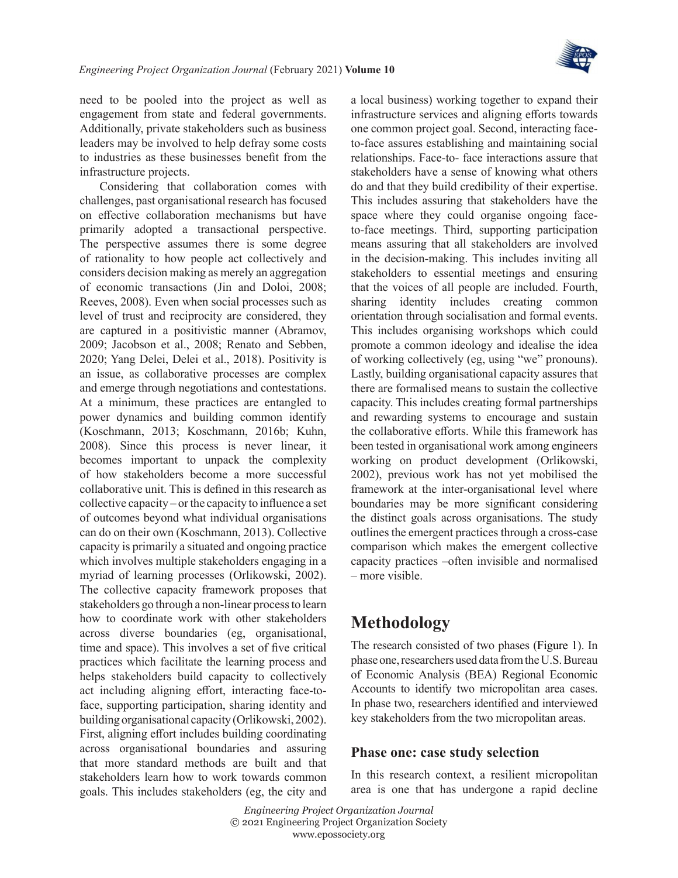need to be pooled into the project as well as engagement from state and federal governments. Additionally, private stakeholders such as business leaders may be involved to help defray some costs to industries as these businesses benefit from the infrastructure projects.

Considering that collaboration comes with challenges, past organisational research has focused on effective collaboration mechanisms but have primarily adopted a transactional perspective. The perspective assumes there is some degree of rationality to how people act collectively and considers decision making as merely an aggregation of economic transactions (Jin and Doloi, 2008; Reeves, 2008). Even when social processes such as level of trust and reciprocity are considered, they are captured in a positivistic manner (Abramov, 2009; Jacobson et al., 2008; Renato and Sebben, 2020; Yang Delei, Delei et al., 2018). Positivity is an issue, as collaborative processes are complex and emerge through negotiations and contestations. At a minimum, these practices are entangled to power dynamics and building common identify (Koschmann, 2013; Koschmann, 2016b; Kuhn, 2008). Since this process is never linear, it becomes important to unpack the complexity of how stakeholders become a more successful collaborative unit. This is defined in this research as collective capacity – or the capacity to influence a set of outcomes beyond what individual organisations can do on their own (Koschmann, 2013). Collective capacity is primarily a situated and ongoing practice which involves multiple stakeholders engaging in a myriad of learning processes (Orlikowski, 2002). The collective capacity framework proposes that stakeholders go through a non-linear process to learn how to coordinate work with other stakeholders across diverse boundaries (eg, organisational, time and space). This involves a set of five critical practices which facilitate the learning process and helps stakeholders build capacity to collectively act including aligning effort, interacting face-to-face, supporting participation, sharing identity and building organisational capacity (Orlikowski, 2002). First, aligning effort includes building coordinating across organisational boundaries and assuring that more standard methods are built and that stakeholders learn how to work towards common goals. This includes stakeholders (eg, the city and a local business) working together to expand their infrastructure services and aligning efforts towards one common project goal. Second, interacting face-to-face assures establishing and maintaining social relationships. Face-to- face interactions assure that stakeholders have a sense of knowing what others do and that they build credibility of their expertise. This includes assuring that stakeholders have the space where they could organise ongoing face-to-face meetings. Third, supporting participation means assuring that all stakeholders are involved in the decision-making. This includes inviting all stakeholders to essential meetings and ensuring that the voices of all people are included. Fourth, sharing identity includes creating common orientation through socialisation and formal events. This includes organising workshops which could promote a common ideology and idealise the idea of working collectively (eg, using "we" pronouns). Lastly, building organisational capacity assures that there are formalised means to sustain the collective capacity. This includes creating formal partnerships and rewarding systems to encourage and sustain the collaborative efforts. While this framework has been tested in organisational work among engineers working on product development (Orlikowski, 2002), previous work has not yet mobilised the framework at the inter-organisational level where boundaries may be more significant considering the distinct goals across organisations. The study outlines the emergent practices through a cross-case comparison which makes the emergent collective capacity practices –often invisible and normalised – more visible.

# Methodology

The research consisted of two phases (Figure 1). In phase one, researchers used data from the U.S. Bureau of Economic Analysis (BEA) Regional Economic Accounts to identify two micropolitan area cases. In phase two, researchers identified and interviewed key stakeholders from the two micropolitan areas.

## Phase one: case study selection

In this research context, a resilient micropolitan area is one that has undergone a rapid decline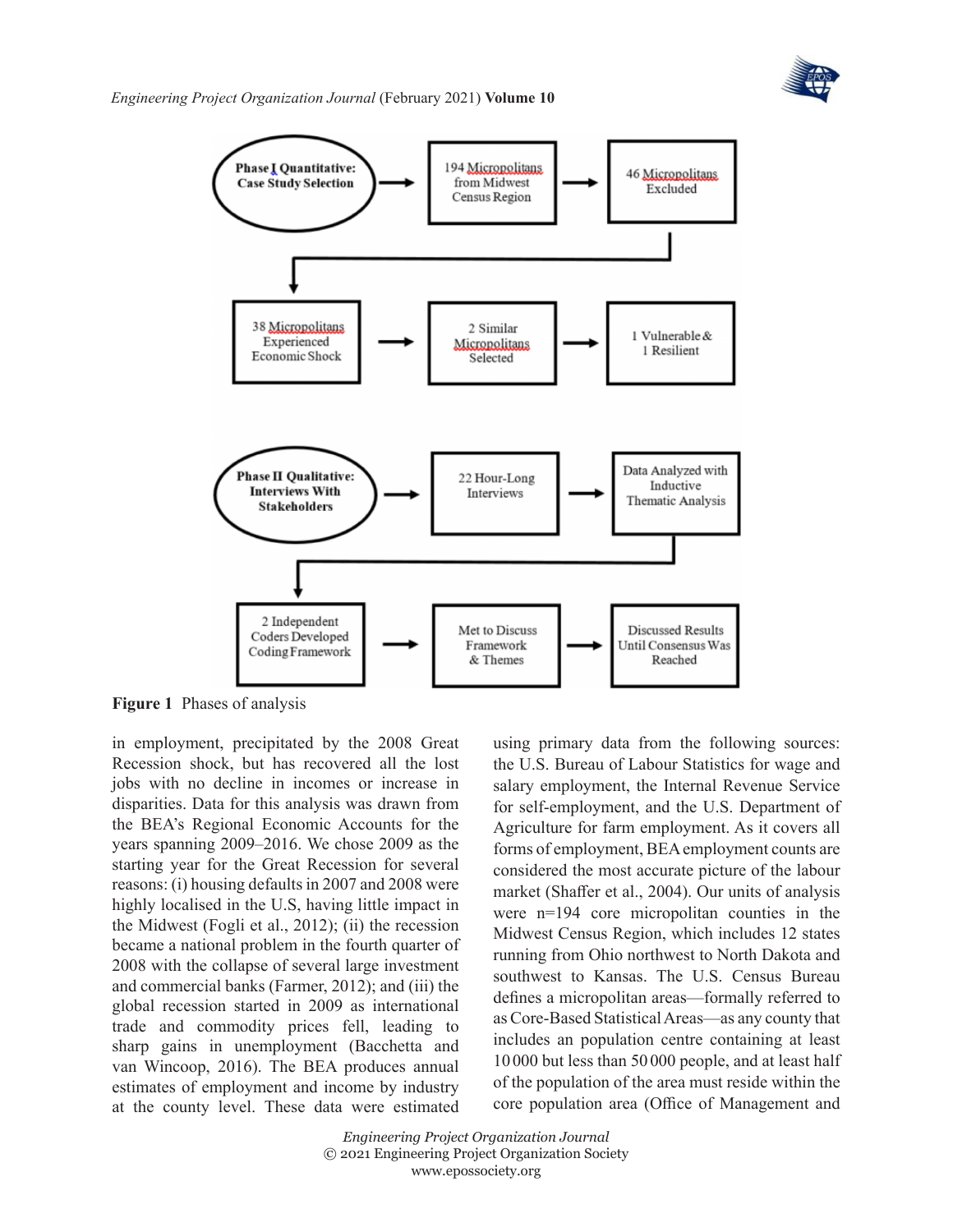Figure 1 Phases of analysis

in employment, precipitated by the 2008 Great Recession shock, but has recovered all the lost jobs with no decline in incomes or increase in disparities. Data for this analysis was drawn from the BEA's Regional Economic Accounts for the years spanning 2009–2016. We chose 2009 as the starting year for the Great Recession for several reasons: (i) housing defaults in 2007 and 2008 were highly localised in the U.S, having little impact in the Midwest (Fogli et al., 2012); (ii) the recession became a national problem in the fourth quarter of 2008 with the collapse of several large investment and commercial banks (Farmer, 2012); and (iii) the global recession started in 2009 as international trade and commodity prices fell, leading to sharp gains in unemployment (Bacchetta and van Wincoop, 2016). The BEA produces annual estimates of employment and income by industry at the county level. These data were estimated using primary data from the following sources: the U.S. Bureau of Labour Statistics for wage and salary employment, the Internal Revenue Service for self-employment, and the U.S. Department of Agriculture for farm employment. As it covers all forms of employment, BEA employment counts are considered the most accurate picture of the labour market (Shaffer et al., 2004). Our units of analysis were n=194 core micropolitan counties in the Midwest Census Region, which includes 12 states running from Ohio northwest to North Dakota and southwest to Kansas. The U.S. Census Bureau defines a micropolitan areas—formally referred to as Core-Based Statistical Areas—as any county that includes an population centre containing at least 10 000 but less than 50 000 people, and at least half of the population of the area must reside within the core population area (Office of Management and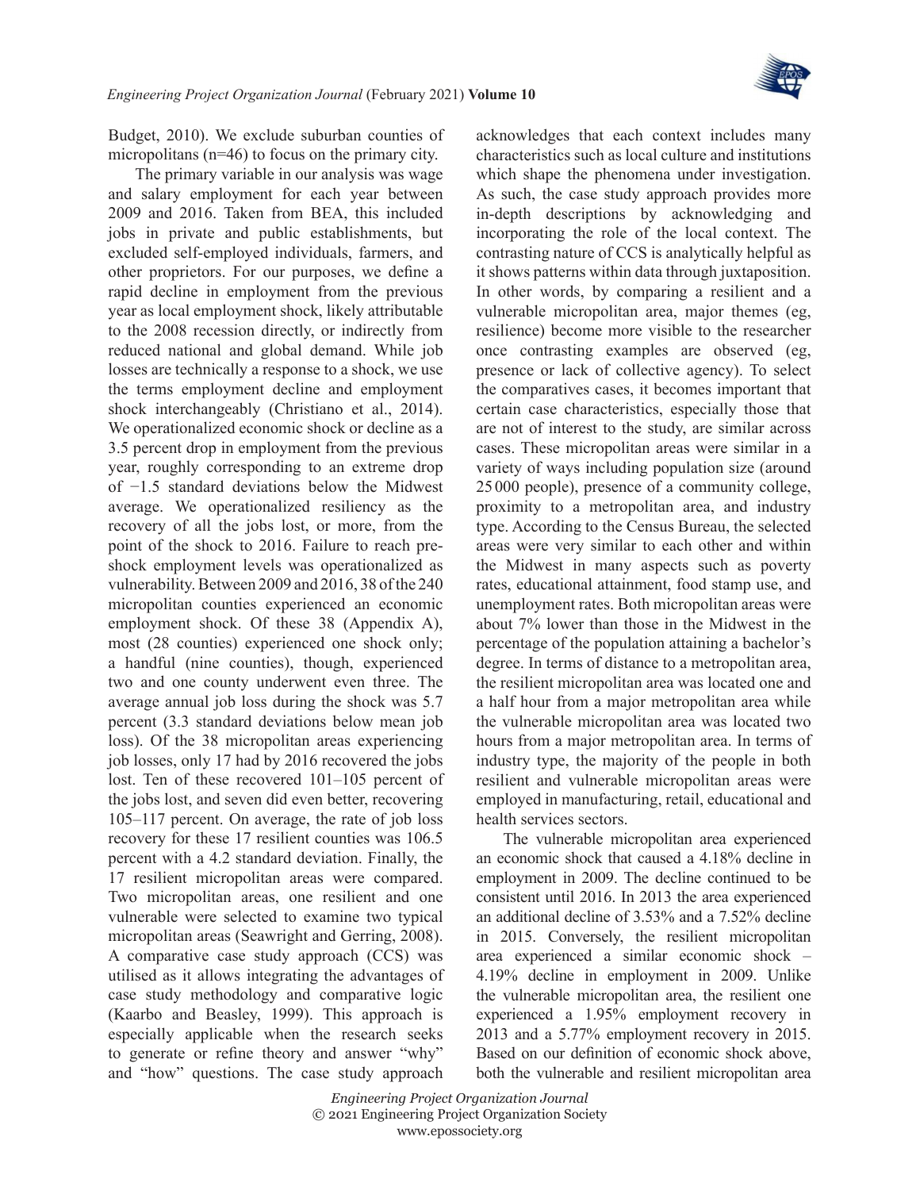Budget, 2010). We exclude suburban counties of micropolitans (n=46) to focus on the primary city.

The primary variable in our analysis was wage and salary employment for each year between 2009 and 2016. Taken from BEA, this included jobs in private and public establishments, but excluded self-employed individuals, farmers, and other proprietors. For our purposes, we define a rapid decline in employment from the previous year as local employment shock, likely attributable to the 2008 recession directly, or indirectly from reduced national and global demand. While job losses are technically a response to a shock, we use the terms employment decline and employment shock interchangeably (Christiano et al., 2014). We operationalized economic shock or decline as a 3.5 percent drop in employment from the previous year, roughly corresponding to an extreme drop of −1.5 standard deviations below the Midwest average. We operationalized resiliency as the recovery of all the jobs lost, or more, from the point of the shock to 2016. Failure to reach pre-shock employment levels was operationalized as vulnerability. Between 2009 and 2016, 38 of the 240 micropolitan counties experienced an economic employment shock. Of these 38 (Appendix A), most (28 counties) experienced one shock only; a handful (nine counties), though, experienced two and one county underwent even three. The average annual job loss during the shock was 5.7 percent (3.3 standard deviations below mean job loss). Of the 38 micropolitan areas experiencing job losses, only 17 had by 2016 recovered the jobs lost. Ten of these recovered 101–105 percent of the jobs lost, and seven did even better, recovering 105–117 percent. On average, the rate of job loss recovery for these 17 resilient counties was 106.5 percent with a 4.2 standard deviation. Finally, the 17 resilient micropolitan areas were compared. Two micropolitan areas, one resilient and one vulnerable were selected to examine two typical micropolitan areas (Seawright and Gerring, 2008). A comparative case study approach (CCS) was utilised as it allows integrating the advantages of case study methodology and comparative logic (Kaarbo and Beasley, 1999). This approach is especially applicable when the research seeks to generate or refine theory and answer "why" and "how" questions. The case study approach acknowledges that each context includes many characteristics such as local culture and institutions which shape the phenomena under investigation. As such, the case study approach provides more in-depth descriptions by acknowledging and incorporating the role of the local context. The contrasting nature of CCS is analytically helpful as it shows patterns within data through juxtaposition. In other words, by comparing a resilient and a vulnerable micropolitan area, major themes (eg, resilience) become more visible to the researcher once contrasting examples are observed (eg, presence or lack of collective agency). To select the comparatives cases, it becomes important that certain case characteristics, especially those that are not of interest to the study, are similar across cases. These micropolitan areas were similar in a variety of ways including population size (around 25 000 people), presence of a community college, proximity to a metropolitan area, and industry type. According to the Census Bureau, the selected areas were very similar to each other and within the Midwest in many aspects such as poverty rates, educational attainment, food stamp use, and unemployment rates. Both micropolitan areas were about 7% lower than those in the Midwest in the percentage of the population attaining a bachelor's degree. In terms of distance to a metropolitan area, the resilient micropolitan area was located one and a half hour from a major metropolitan area while the vulnerable micropolitan area was located two hours from a major metropolitan area. In terms of industry type, the majority of the people in both resilient and vulnerable micropolitan areas were employed in manufacturing, retail, educational and health services sectors.

The vulnerable micropolitan area experienced an economic shock that caused a 4.18% decline in employment in 2009. The decline continued to be consistent until 2016. In 2013 the area experienced an additional decline of 3.53% and a 7.52% decline in 2015. Conversely, the resilient micropolitan area experienced a similar economic shock – 4.19% decline in employment in 2009. Unlike the vulnerable micropolitan area, the resilient one experienced a 1.95% employment recovery in 2013 and a 5.77% employment recovery in 2015. Based on our definition of economic shock above, both the vulnerable and resilient micropolitan area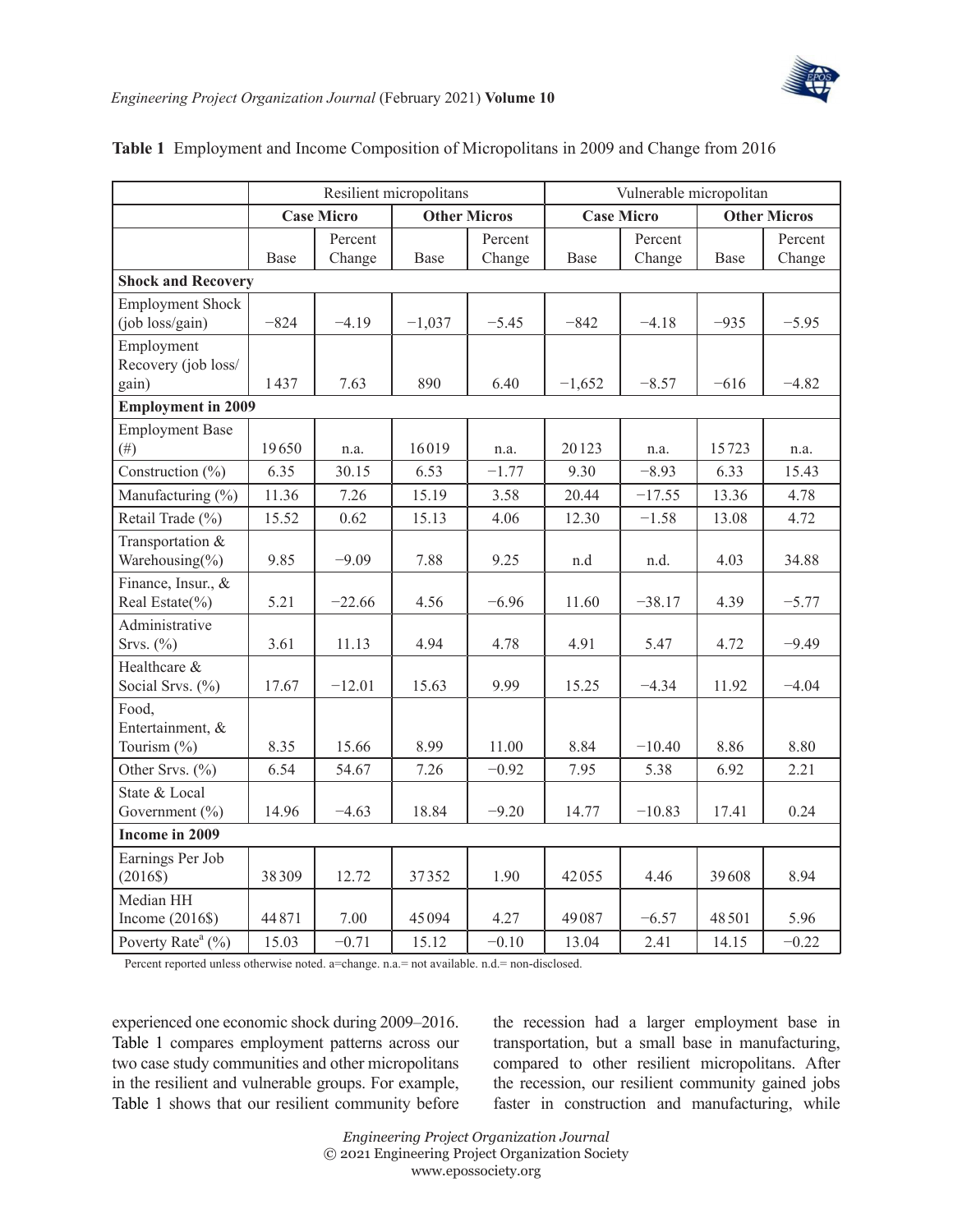**Table 1** Employment and Income Composition of Micropolitans in 2009 and Change from 2016

| | Resilient micropolitans | | | | Vulnerable micropolitan | | | |
|---|---|---|---|---|---|---|---|---|
| | **Case Micro** | | **Other Micros** | | **Case Micro** | | **Other Micros** | |
| | Base | Percent Change | Base | Percent Change | Base | Percent Change | Base | Percent Change |
| **Shock and Recovery** | | | | | | | | |
| Employment Shock (job loss/gain) | −824 | −4.19 | −1,037 | −5.45 | −842 | −4.18 | −935 | −5.95 |
| Employment Recovery (job loss/gain) | 1437 | 7.63 | 890 | 6.40 | −1,652 | −8.57 | −616 | −4.82 |
| **Employment in 2009** | | | | | | | | |
| Employment Base (#) | 19650 | n.a. | 16019 | n.a. | 20123 | n.a. | 15723 | n.a. |
| Construction (%) | 6.35 | 30.15 | 6.53 | −1.77 | 9.30 | −8.93 | 6.33 | 15.43 |
| Manufacturing (%) | 11.36 | 7.26 | 15.19 | 3.58 | 20.44 | −17.55 | 13.36 | 4.78 |
| Retail Trade (%) | 15.52 | 0.62 | 15.13 | 4.06 | 12.30 | −1.58 | 13.08 | 4.72 |
| Transportation & Warehousing(%) | 9.85 | −9.09 | 7.88 | 9.25 | n.d | n.d. | 4.03 | 34.88 |
| Finance, Insur., & Real Estate(%) | 5.21 | −22.66 | 4.56 | −6.96 | 11.60 | −38.17 | 4.39 | −5.77 |
| Administrative Srvs. (%) | 3.61 | 11.13 | 4.94 | 4.78 | 4.91 | 5.47 | 4.72 | −9.49 |
| Healthcare & Social Srvs. (%) | 17.67 | −12.01 | 15.63 | 9.99 | 15.25 | −4.34 | 11.92 | −4.04 |
| Food, Entertainment, & Tourism (%) | 8.35 | 15.66 | 8.99 | 11.00 | 8.84 | −10.40 | 8.86 | 8.80 |
| Other Srvs. (%) | 6.54 | 54.67 | 7.26 | −0.92 | 7.95 | 5.38 | 6.92 | 2.21 |
| State & Local Government (%) | 14.96 | −4.63 | 18.84 | −9.20 | 14.77 | −10.83 | 17.41 | 0.24 |
| **Income in 2009** | | | | | | | | |
| Earnings Per Job (2016$) | 38309 | 12.72 | 37352 | 1.90 | 42055 | 4.46 | 39608 | 8.94 |
| Median HH Income (2016$) | 44871 | 7.00 | 45094 | 4.27 | 49087 | −6.57 | 48501 | 5.96 |
| Poverty Rate[a] (%) | 15.03 | −0.71 | 15.12 | −0.10 | 13.04 | 2.41 | 14.15 | −0.22 |

Percent reported unless otherwise noted. a=change. n.a.= not available. n.d.= non-disclosed.

experienced one economic shock during 2009–2016. Table 1 compares employment patterns across our two case study communities and other micropolitans in the resilient and vulnerable groups. For example, Table 1 shows that our resilient community before the recession had a larger employment base in transportation, but a small base in manufacturing, compared to other resilient micropolitans. After the recession, our resilient community gained jobs faster in construction and manufacturing, while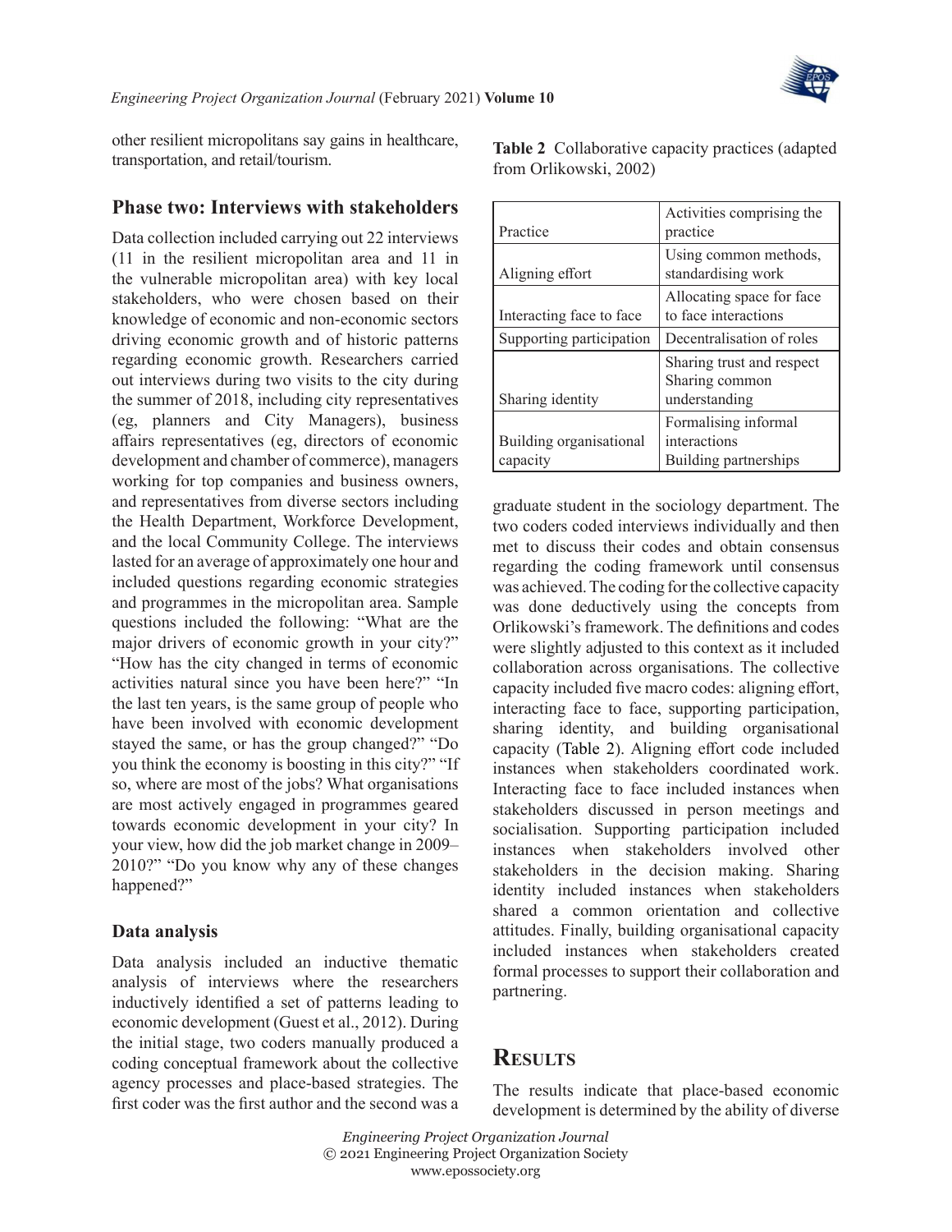other resilient micropolitans say gains in healthcare, transportation, and retail/tourism.

## Phase two: Interviews with stakeholders

Data collection included carrying out 22 interviews (11 in the resilient micropolitan area and 11 in the vulnerable micropolitan area) with key local stakeholders, who were chosen based on their knowledge of economic and non-economic sectors driving economic growth and of historic patterns regarding economic growth. Researchers carried out interviews during two visits to the city during the summer of 2018, including city representatives (eg, planners and City Managers), business affairs representatives (eg, directors of economic development and chamber of commerce), managers working for top companies and business owners, and representatives from diverse sectors including the Health Department, Workforce Development, and the local Community College. The interviews lasted for an average of approximately one hour and included questions regarding economic strategies and programmes in the micropolitan area. Sample questions included the following: "What are the major drivers of economic growth in your city?" "How has the city changed in terms of economic activities natural since you have been here?" "In the last ten years, is the same group of people who have been involved with economic development stayed the same, or has the group changed?" "Do you think the economy is boosting in this city?" "If so, where are most of the jobs? What organisations are most actively engaged in programmes geared towards economic development in your city? In your view, how did the job market change in 2009–2010?" "Do you know why any of these changes happened?"

### Data analysis

Data analysis included an inductive thematic analysis of interviews where the researchers inductively identified a set of patterns leading to economic development (Guest et al., 2012). During the initial stage, two coders manually produced a coding conceptual framework about the collective agency processes and place-based strategies. The first coder was the first author and the second was a graduate student in the sociology department. The two coders coded interviews individually and then met to discuss their codes and obtain consensus regarding the coding framework until consensus was achieved. The coding for the collective capacity was done deductively using the concepts from Orlikowski's framework. The definitions and codes were slightly adjusted to this context as it included collaboration across organisations. The collective capacity included five macro codes: aligning effort, interacting face to face, supporting participation, sharing identity, and building organisational capacity (Table 2). Aligning effort code included instances when stakeholders coordinated work. Interacting face to face included instances when stakeholders discussed in person meetings and socialisation. Supporting participation included instances when stakeholders involved other stakeholders in the decision making. Sharing identity included instances when stakeholders shared a common orientation and collective attitudes. Finally, building organisational capacity included instances when stakeholders created formal processes to support their collaboration and partnering.

**Table 2** Collaborative capacity practices (adapted from Orlikowski, 2002)

| Practice | Activities comprising the practice |
|---|---|
| Aligning effort | Using common methods, standardising work |
| Interacting face to face | Allocating space for face to face interactions |
| Supporting participation | Decentralisation of roles |
| Sharing identity | Sharing trust and respect<br>Sharing common understanding |
| Building organisational capacity | Formalising informal interactions<br>Building partnerships |

# Results

The results indicate that place-based economic development is determined by the ability of diverse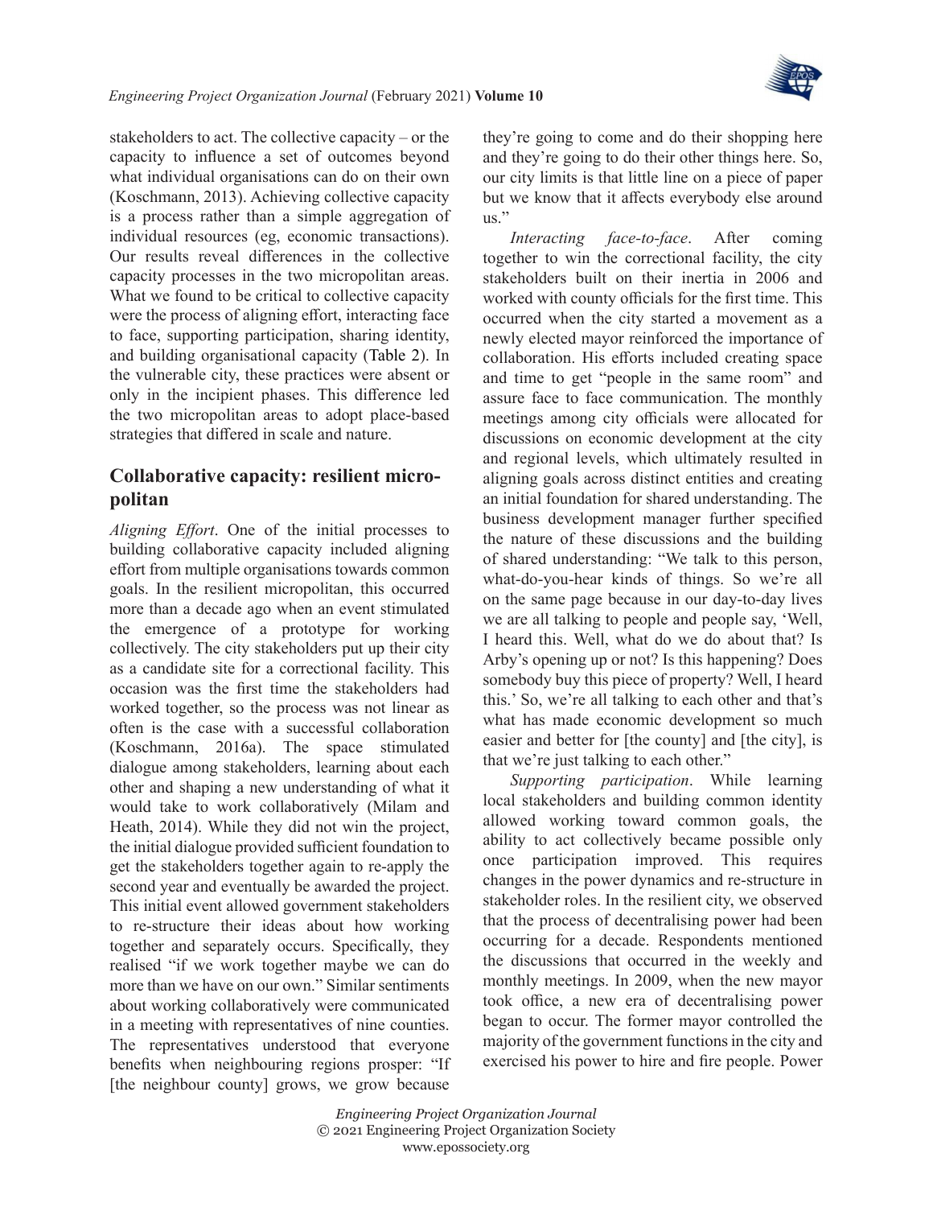stakeholders to act. The collective capacity – or the capacity to influence a set of outcomes beyond what individual organisations can do on their own (Koschmann, 2013). Achieving collective capacity is a process rather than a simple aggregation of individual resources (eg, economic transactions). Our results reveal differences in the collective capacity processes in the two micropolitan areas. What we found to be critical to collective capacity were the process of aligning effort, interacting face to face, supporting participation, sharing identity, and building organisational capacity (Table 2). In the vulnerable city, these practices were absent or only in the incipient phases. This difference led the two micropolitan areas to adopt place-based strategies that differed in scale and nature.

## Collaborative capacity: resilient micropolitan

*Aligning Effort*. One of the initial processes to building collaborative capacity included aligning effort from multiple organisations towards common goals. In the resilient micropolitan, this occurred more than a decade ago when an event stimulated the emergence of a prototype for working collectively. The city stakeholders put up their city as a candidate site for a correctional facility. This occasion was the first time the stakeholders had worked together, so the process was not linear as often is the case with a successful collaboration (Koschmann, 2016a). The space stimulated dialogue among stakeholders, learning about each other and shaping a new understanding of what it would take to work collaboratively (Milam and Heath, 2014). While they did not win the project, the initial dialogue provided sufficient foundation to get the stakeholders together again to re-apply the second year and eventually be awarded the project. This initial event allowed government stakeholders to re-structure their ideas about how working together and separately occurs. Specifically, they realised "if we work together maybe we can do more than we have on our own." Similar sentiments about working collaboratively were communicated in a meeting with representatives of nine counties. The representatives understood that everyone benefits when neighbouring regions prosper: "If [the neighbour county] grows, we grow because they're going to come and do their shopping here and they're going to do their other things here. So, our city limits is that little line on a piece of paper but we know that it affects everybody else around us."

*Interacting face-to-face*. After coming together to win the correctional facility, the city stakeholders built on their inertia in 2006 and worked with county officials for the first time. This occurred when the city started a movement as a newly elected mayor reinforced the importance of collaboration. His efforts included creating space and time to get "people in the same room" and assure face to face communication. The monthly meetings among city officials were allocated for discussions on economic development at the city and regional levels, which ultimately resulted in aligning goals across distinct entities and creating an initial foundation for shared understanding. The business development manager further specified the nature of these discussions and the building of shared understanding: "We talk to this person, what-do-you-hear kinds of things. So we're all on the same page because in our day-to-day lives we are all talking to people and people say, 'Well, I heard this. Well, what do we do about that? Is Arby's opening up or not? Is this happening? Does somebody buy this piece of property? Well, I heard this.' So, we're all talking to each other and that's what has made economic development so much easier and better for [the county] and [the city], is that we're just talking to each other."

*Supporting participation*. While learning local stakeholders and building common identity allowed working toward common goals, the ability to act collectively became possible only once participation improved. This requires changes in the power dynamics and re-structure in stakeholder roles. In the resilient city, we observed that the process of decentralising power had been occurring for a decade. Respondents mentioned the discussions that occurred in the weekly and monthly meetings. In 2009, when the new mayor took office, a new era of decentralising power began to occur. The former mayor controlled the majority of the government functions in the city and exercised his power to hire and fire people. Power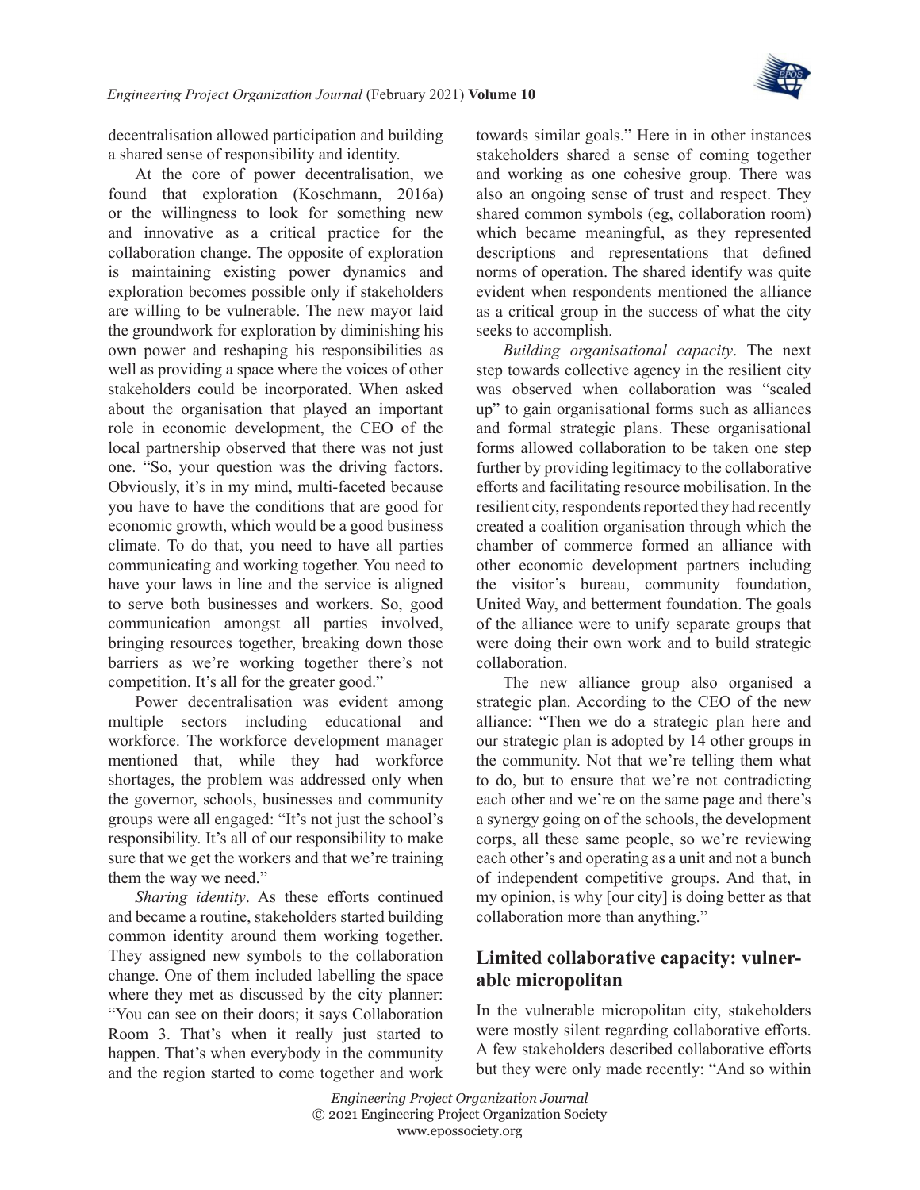decentralisation allowed participation and building a shared sense of responsibility and identity.

At the core of power decentralisation, we found that exploration (Koschmann, 2016a) or the willingness to look for something new and innovative as a critical practice for the collaboration change. The opposite of exploration is maintaining existing power dynamics and exploration becomes possible only if stakeholders are willing to be vulnerable. The new mayor laid the groundwork for exploration by diminishing his own power and reshaping his responsibilities as well as providing a space where the voices of other stakeholders could be incorporated. When asked about the organisation that played an important role in economic development, the CEO of the local partnership observed that there was not just one. "So, your question was the driving factors. Obviously, it's in my mind, multi-faceted because you have to have the conditions that are good for economic growth, which would be a good business climate. To do that, you need to have all parties communicating and working together. You need to have your laws in line and the service is aligned to serve both businesses and workers. So, good communication amongst all parties involved, bringing resources together, breaking down those barriers as we're working together there's not competition. It's all for the greater good."

Power decentralisation was evident among multiple sectors including educational and workforce. The workforce development manager mentioned that, while they had workforce shortages, the problem was addressed only when the governor, schools, businesses and community groups were all engaged: "It's not just the school's responsibility. It's all of our responsibility to make sure that we get the workers and that we're training them the way we need."

*Sharing identity*. As these efforts continued and became a routine, stakeholders started building common identity around them working together. They assigned new symbols to the collaboration change. One of them included labelling the space where they met as discussed by the city planner: "You can see on their doors; it says Collaboration Room 3. That's when it really just started to happen. That's when everybody in the community and the region started to come together and work towards similar goals." Here in in other instances stakeholders shared a sense of coming together and working as one cohesive group. There was also an ongoing sense of trust and respect. They shared common symbols (eg, collaboration room) which became meaningful, as they represented descriptions and representations that defined norms of operation. The shared identify was quite evident when respondents mentioned the alliance as a critical group in the success of what the city seeks to accomplish.

*Building organisational capacity*. The next step towards collective agency in the resilient city was observed when collaboration was "scaled up" to gain organisational forms such as alliances and formal strategic plans. These organisational forms allowed collaboration to be taken one step further by providing legitimacy to the collaborative efforts and facilitating resource mobilisation. In the resilient city, respondents reported they had recently created a coalition organisation through which the chamber of commerce formed an alliance with other economic development partners including the visitor's bureau, community foundation, United Way, and betterment foundation. The goals of the alliance were to unify separate groups that were doing their own work and to build strategic collaboration.

The new alliance group also organised a strategic plan. According to the CEO of the new alliance: "Then we do a strategic plan here and our strategic plan is adopted by 14 other groups in the community. Not that we're telling them what to do, but to ensure that we're not contradicting each other and we're on the same page and there's a synergy going on of the schools, the development corps, all these same people, so we're reviewing each other's and operating as a unit and not a bunch of independent competitive groups. And that, in my opinion, is why [our city] is doing better as that collaboration more than anything."

## Limited collaborative capacity: vulnerable micropolitan

In the vulnerable micropolitan city, stakeholders were mostly silent regarding collaborative efforts. A few stakeholders described collaborative efforts but they were only made recently: "And so within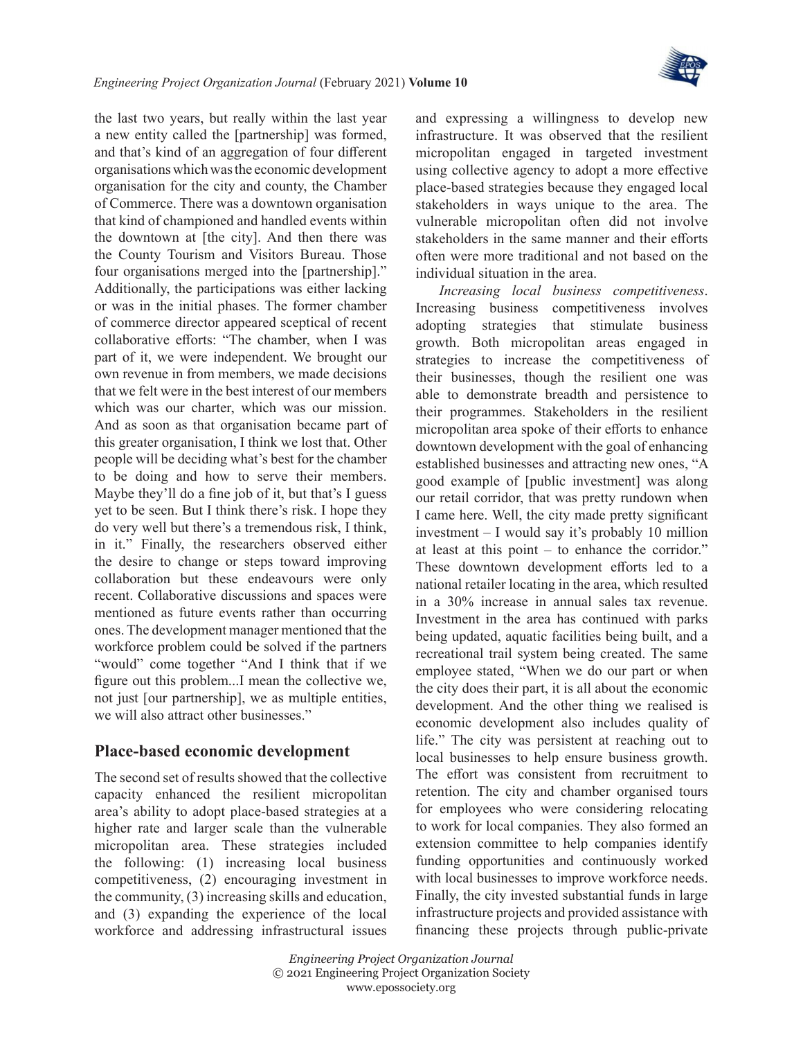the last two years, but really within the last year a new entity called the [partnership] was formed, and that's kind of an aggregation of four different organisations which was the economic development organisation for the city and county, the Chamber of Commerce. There was a downtown organisation that kind of championed and handled events within the downtown at [the city]. And then there was the County Tourism and Visitors Bureau. Those four organisations merged into the [partnership]." Additionally, the participations was either lacking or was in the initial phases. The former chamber of commerce director appeared sceptical of recent collaborative efforts: "The chamber, when I was part of it, we were independent. We brought our own revenue in from members, we made decisions that we felt were in the best interest of our members which was our charter, which was our mission. And as soon as that organisation became part of this greater organisation, I think we lost that. Other people will be deciding what's best for the chamber to be doing and how to serve their members. Maybe they'll do a fine job of it, but that's I guess yet to be seen. But I think there's risk. I hope they do very well but there's a tremendous risk, I think, in it." Finally, the researchers observed either the desire to change or steps toward improving collaboration but these endeavours were only recent. Collaborative discussions and spaces were mentioned as future events rather than occurring ones. The development manager mentioned that the workforce problem could be solved if the partners "would" come together "And I think that if we figure out this problem...I mean the collective we, not just [our partnership], we as multiple entities, we will also attract other businesses."

## Place-based economic development

The second set of results showed that the collective capacity enhanced the resilient micropolitan area's ability to adopt place-based strategies at a higher rate and larger scale than the vulnerable micropolitan area. These strategies included the following: (1) increasing local business competitiveness, (2) encouraging investment in the community, (3) increasing skills and education, and (3) expanding the experience of the local workforce and addressing infrastructural issues and expressing a willingness to develop new infrastructure. It was observed that the resilient micropolitan engaged in targeted investment using collective agency to adopt a more effective place-based strategies because they engaged local stakeholders in ways unique to the area. The vulnerable micropolitan often did not involve stakeholders in the same manner and their efforts often were more traditional and not based on the individual situation in the area.

*Increasing local business competitiveness*. Increasing business competitiveness involves adopting strategies that stimulate business growth. Both micropolitan areas engaged in strategies to increase the competitiveness of their businesses, though the resilient one was able to demonstrate breadth and persistence to their programmes. Stakeholders in the resilient micropolitan area spoke of their efforts to enhance downtown development with the goal of enhancing established businesses and attracting new ones, "A good example of [public investment] was along our retail corridor, that was pretty rundown when I came here. Well, the city made pretty significant investment – I would say it's probably 10 million at least at this point – to enhance the corridor." These downtown development efforts led to a national retailer locating in the area, which resulted in a 30% increase in annual sales tax revenue. Investment in the area has continued with parks being updated, aquatic facilities being built, and a recreational trail system being created. The same employee stated, "When we do our part or when the city does their part, it is all about the economic development. And the other thing we realised is economic development also includes quality of life." The city was persistent at reaching out to local businesses to help ensure business growth. The effort was consistent from recruitment to retention. The city and chamber organised tours for employees who were considering relocating to work for local companies. They also formed an extension committee to help companies identify funding opportunities and continuously worked with local businesses to improve workforce needs. Finally, the city invested substantial funds in large infrastructure projects and provided assistance with financing these projects through public-private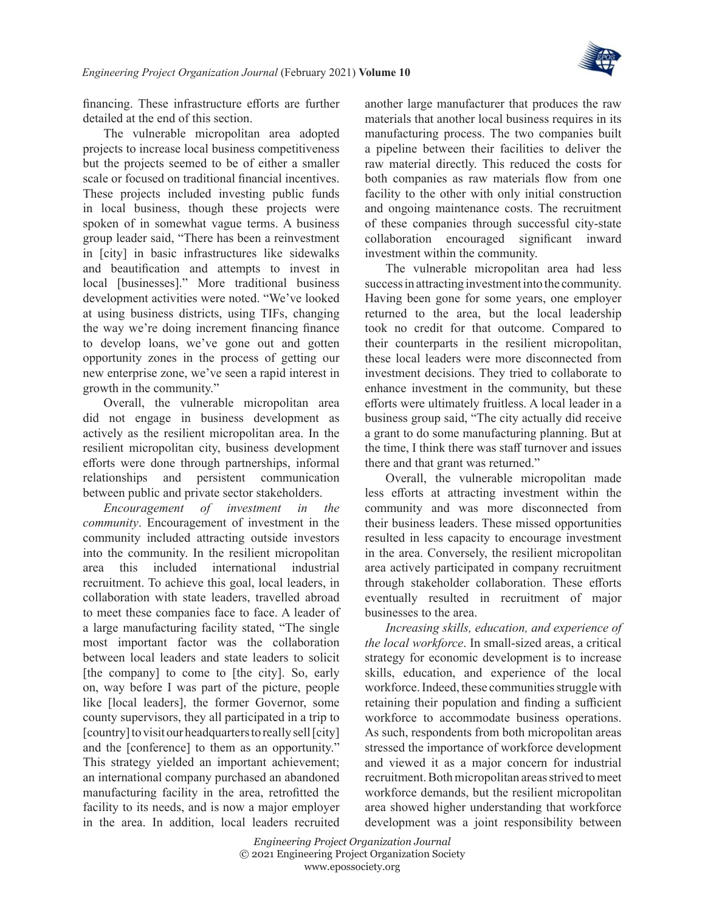financing. These infrastructure efforts are further detailed at the end of this section.

The vulnerable micropolitan area adopted projects to increase local business competitiveness but the projects seemed to be of either a smaller scale or focused on traditional financial incentives. These projects included investing public funds in local business, though these projects were spoken of in somewhat vague terms. A business group leader said, "There has been a reinvestment in [city] in basic infrastructures like sidewalks and beautification and attempts to invest in local [businesses]." More traditional business development activities were noted. "We've looked at using business districts, using TIFs, changing the way we're doing increment financing finance to develop loans, we've gone out and gotten opportunity zones in the process of getting our new enterprise zone, we've seen a rapid interest in growth in the community."

Overall, the vulnerable micropolitan area did not engage in business development as actively as the resilient micropolitan area. In the resilient micropolitan city, business development efforts were done through partnerships, informal relationships and persistent communication between public and private sector stakeholders.

*Encouragement of investment in the community*. Encouragement of investment in the community included attracting outside investors into the community. In the resilient micropolitan area this included international industrial recruitment. To achieve this goal, local leaders, in collaboration with state leaders, travelled abroad to meet these companies face to face. A leader of a large manufacturing facility stated, "The single most important factor was the collaboration between local leaders and state leaders to solicit [the company] to come to [the city]. So, early on, way before I was part of the picture, people like [local leaders], the former Governor, some county supervisors, they all participated in a trip to [country] to visit our headquarters to really sell [city] and the [conference] to them as an opportunity." This strategy yielded an important achievement; an international company purchased an abandoned manufacturing facility in the area, retrofitted the facility to its needs, and is now a major employer in the area. In addition, local leaders recruited another large manufacturer that produces the raw materials that another local business requires in its manufacturing process. The two companies built a pipeline between their facilities to deliver the raw material directly. This reduced the costs for both companies as raw materials flow from one facility to the other with only initial construction and ongoing maintenance costs. The recruitment of these companies through successful city-state collaboration encouraged significant inward investment within the community.

The vulnerable micropolitan area had less success in attracting investment into the community. Having been gone for some years, one employer returned to the area, but the local leadership took no credit for that outcome. Compared to their counterparts in the resilient micropolitan, these local leaders were more disconnected from investment decisions. They tried to collaborate to enhance investment in the community, but these efforts were ultimately fruitless. A local leader in a business group said, "The city actually did receive a grant to do some manufacturing planning. But at the time, I think there was staff turnover and issues there and that grant was returned."

Overall, the vulnerable micropolitan made less efforts at attracting investment within the community and was more disconnected from their business leaders. These missed opportunities resulted in less capacity to encourage investment in the area. Conversely, the resilient micropolitan area actively participated in company recruitment through stakeholder collaboration. These efforts eventually resulted in recruitment of major businesses to the area.

*Increasing skills, education, and experience of the local workforce*. In small-sized areas, a critical strategy for economic development is to increase skills, education, and experience of the local workforce. Indeed, these communities struggle with retaining their population and finding a sufficient workforce to accommodate business operations. As such, respondents from both micropolitan areas stressed the importance of workforce development and viewed it as a major concern for industrial recruitment. Both micropolitan areas strived to meet workforce demands, but the resilient micropolitan area showed higher understanding that workforce development was a joint responsibility between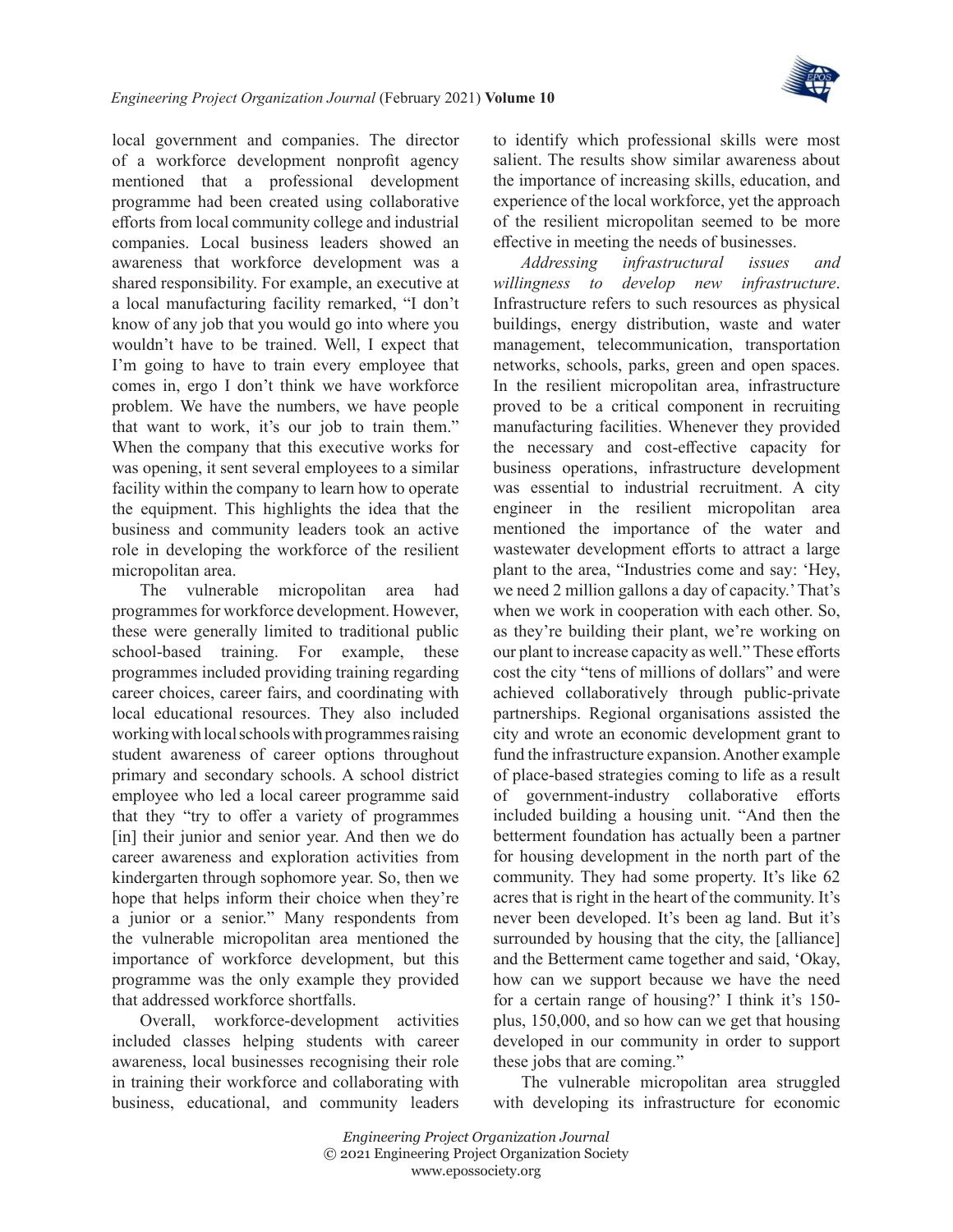local government and companies. The director of a workforce development nonprofit agency mentioned that a professional development programme had been created using collaborative efforts from local community college and industrial companies. Local business leaders showed an awareness that workforce development was a shared responsibility. For example, an executive at a local manufacturing facility remarked, "I don't know of any job that you would go into where you wouldn't have to be trained. Well, I expect that I'm going to have to train every employee that comes in, ergo I don't think we have workforce problem. We have the numbers, we have people that want to work, it's our job to train them." When the company that this executive works for was opening, it sent several employees to a similar facility within the company to learn how to operate the equipment. This highlights the idea that the business and community leaders took an active role in developing the workforce of the resilient micropolitan area.

The vulnerable micropolitan area had programmes for workforce development. However, these were generally limited to traditional public school-based training. For example, these programmes included providing training regarding career choices, career fairs, and coordinating with local educational resources. They also included working with local schools with programmes raising student awareness of career options throughout primary and secondary schools. A school district employee who led a local career programme said that they "try to offer a variety of programmes [in] their junior and senior year. And then we do career awareness and exploration activities from kindergarten through sophomore year. So, then we hope that helps inform their choice when they're a junior or a senior." Many respondents from the vulnerable micropolitan area mentioned the importance of workforce development, but this programme was the only example they provided that addressed workforce shortfalls.

Overall, workforce-development activities included classes helping students with career awareness, local businesses recognising their role in training their workforce and collaborating with business, educational, and community leaders to identify which professional skills were most salient. The results show similar awareness about the importance of increasing skills, education, and experience of the local workforce, yet the approach of the resilient micropolitan seemed to be more effective in meeting the needs of businesses.

*Addressing infrastructural issues and willingness to develop new infrastructure*. Infrastructure refers to such resources as physical buildings, energy distribution, waste and water management, telecommunication, transportation networks, schools, parks, green and open spaces. In the resilient micropolitan area, infrastructure proved to be a critical component in recruiting manufacturing facilities. Whenever they provided the necessary and cost-effective capacity for business operations, infrastructure development was essential to industrial recruitment. A city engineer in the resilient micropolitan area mentioned the importance of the water and wastewater development efforts to attract a large plant to the area, "Industries come and say: 'Hey, we need 2 million gallons a day of capacity.' That's when we work in cooperation with each other. So, as they're building their plant, we're working on our plant to increase capacity as well." These efforts cost the city "tens of millions of dollars" and were achieved collaboratively through public-private partnerships. Regional organisations assisted the city and wrote an economic development grant to fund the infrastructure expansion. Another example of place-based strategies coming to life as a result of government-industry collaborative efforts included building a housing unit. "And then the betterment foundation has actually been a partner for housing development in the north part of the community. They had some property. It's like 62 acres that is right in the heart of the community. It's never been developed. It's been ag land. But it's surrounded by housing that the city, the [alliance] and the Betterment came together and said, 'Okay, how can we support because we have the need for a certain range of housing?' I think it's 150-plus, 150,000, and so how can we get that housing developed in our community in order to support these jobs that are coming."

The vulnerable micropolitan area struggled with developing its infrastructure for economic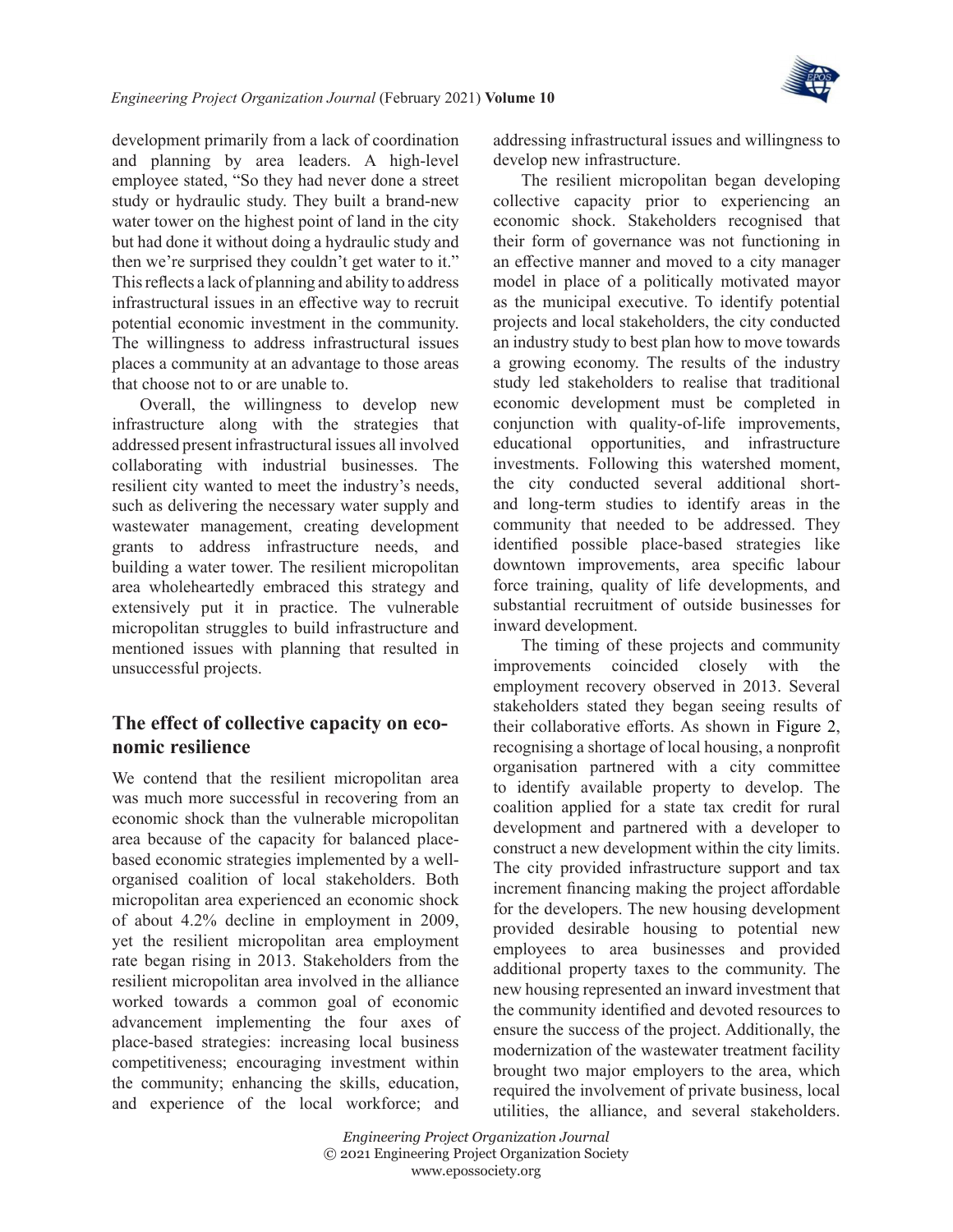development primarily from a lack of coordination and planning by area leaders. A high-level employee stated, "So they had never done a street study or hydraulic study. They built a brand-new water tower on the highest point of land in the city but had done it without doing a hydraulic study and then we're surprised they couldn't get water to it." This reflects a lack of planning and ability to address infrastructural issues in an effective way to recruit potential economic investment in the community. The willingness to address infrastructural issues places a community at an advantage to those areas that choose not to or are unable to.

Overall, the willingness to develop new infrastructure along with the strategies that addressed present infrastructural issues all involved collaborating with industrial businesses. The resilient city wanted to meet the industry's needs, such as delivering the necessary water supply and wastewater management, creating development grants to address infrastructure needs, and building a water tower. The resilient micropolitan area wholeheartedly embraced this strategy and extensively put it in practice. The vulnerable micropolitan struggles to build infrastructure and mentioned issues with planning that resulted in unsuccessful projects.

## The effect of collective capacity on economic resilience

We contend that the resilient micropolitan area was much more successful in recovering from an economic shock than the vulnerable micropolitan area because of the capacity for balanced place-based economic strategies implemented by a well-organised coalition of local stakeholders. Both micropolitan area experienced an economic shock of about 4.2% decline in employment in 2009, yet the resilient micropolitan area employment rate began rising in 2013. Stakeholders from the resilient micropolitan area involved in the alliance worked towards a common goal of economic advancement implementing the four axes of place-based strategies: increasing local business competitiveness; encouraging investment within the community; enhancing the skills, education, and experience of the local workforce; and addressing infrastructural issues and willingness to develop new infrastructure.

The resilient micropolitan began developing collective capacity prior to experiencing an economic shock. Stakeholders recognised that their form of governance was not functioning in an effective manner and moved to a city manager model in place of a politically motivated mayor as the municipal executive. To identify potential projects and local stakeholders, the city conducted an industry study to best plan how to move towards a growing economy. The results of the industry study led stakeholders to realise that traditional economic development must be completed in conjunction with quality-of-life improvements, educational opportunities, and infrastructure investments. Following this watershed moment, the city conducted several additional short- and long-term studies to identify areas in the community that needed to be addressed. They identified possible place-based strategies like downtown improvements, area specific labour force training, quality of life developments, and substantial recruitment of outside businesses for inward development.

The timing of these projects and community improvements coincided closely with the employment recovery observed in 2013. Several stakeholders stated they began seeing results of their collaborative efforts. As shown in Figure 2, recognising a shortage of local housing, a nonprofit organisation partnered with a city committee to identify available property to develop. The coalition applied for a state tax credit for rural development and partnered with a developer to construct a new development within the city limits. The city provided infrastructure support and tax increment financing making the project affordable for the developers. The new housing development provided desirable housing to potential new employees to area businesses and provided additional property taxes to the community. The new housing represented an inward investment that the community identified and devoted resources to ensure the success of the project. Additionally, the modernization of the wastewater treatment facility brought two major employers to the area, which required the involvement of private business, local utilities, the alliance, and several stakeholders.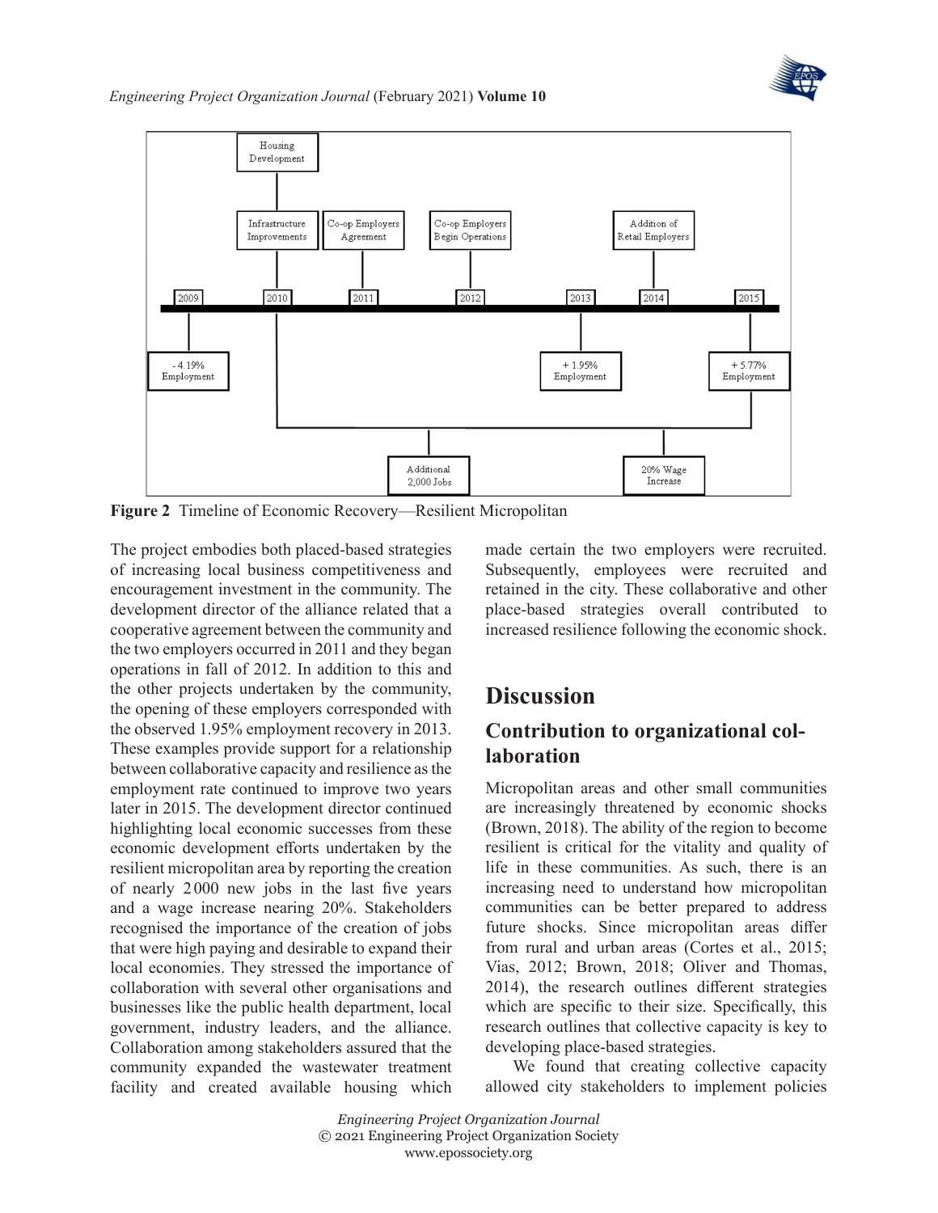**Figure 2** Timeline of Economic Recovery—Resilient Micropolitan

The project embodies both placed-based strategies of increasing local business competitiveness and encouragement investment in the community. The development director of the alliance related that a cooperative agreement between the community and the two employers occurred in 2011 and they began operations in fall of 2012. In addition to this and the other projects undertaken by the community, the opening of these employers corresponded with the observed 1.95% employment recovery in 2013. These examples provide support for a relationship between collaborative capacity and resilience as the employment rate continued to improve two years later in 2015. The development director continued highlighting local economic successes from these economic development efforts undertaken by the resilient micropolitan area by reporting the creation of nearly 2 000 new jobs in the last five years and a wage increase nearing 20%. Stakeholders recognised the importance of the creation of jobs that were high paying and desirable to expand their local economies. They stressed the importance of collaboration with several other organisations and businesses like the public health department, local government, industry leaders, and the alliance. Collaboration among stakeholders assured that the community expanded the wastewater treatment facility and created available housing which made certain the two employers were recruited. Subsequently, employees were recruited and retained in the city. These collaborative and other place-based strategies overall contributed to increased resilience following the economic shock.

# Discussion

## Contribution to organizational collaboration

Micropolitan areas and other small communities are increasingly threatened by economic shocks (Brown, 2018). The ability of the region to become resilient is critical for the vitality and quality of life in these communities. As such, there is an increasing need to understand how micropolitan communities can be better prepared to address future shocks. Since micropolitan areas differ from rural and urban areas (Cortes et al., 2015; Vias, 2012; Brown, 2018; Oliver and Thomas, 2014), the research outlines different strategies which are specific to their size. Specifically, this research outlines that collective capacity is key to developing place-based strategies.

We found that creating collective capacity allowed city stakeholders to implement policies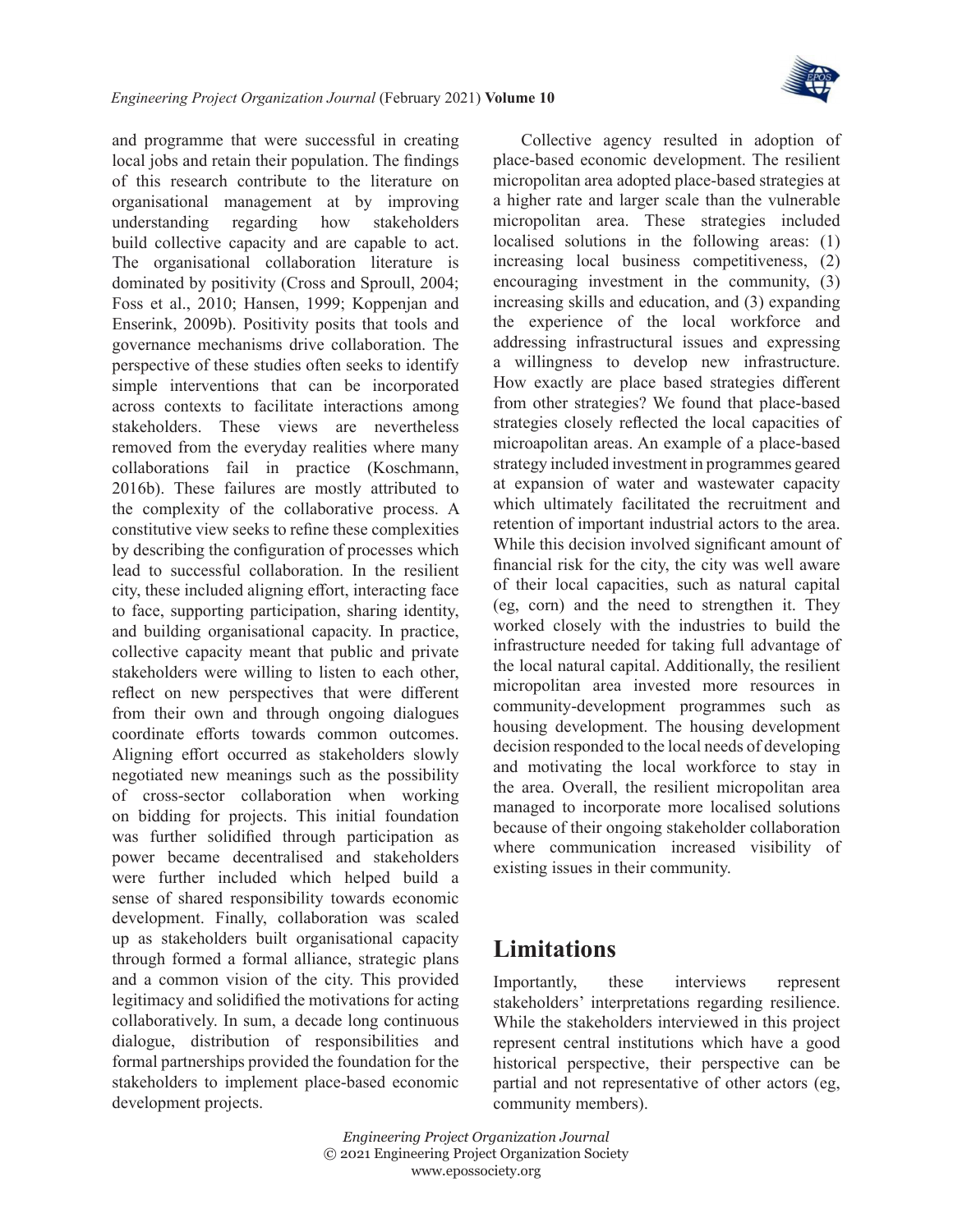and programme that were successful in creating local jobs and retain their population. The findings of this research contribute to the literature on organisational management at by improving understanding regarding how stakeholders build collective capacity and are capable to act. The organisational collaboration literature is dominated by positivity (Cross and Sproull, 2004; Foss et al., 2010; Hansen, 1999; Koppenjan and Enserink, 2009b). Positivity posits that tools and governance mechanisms drive collaboration. The perspective of these studies often seeks to identify simple interventions that can be incorporated across contexts to facilitate interactions among stakeholders. These views are nevertheless removed from the everyday realities where many collaborations fail in practice (Koschmann, 2016b). These failures are mostly attributed to the complexity of the collaborative process. A constitutive view seeks to refine these complexities by describing the configuration of processes which lead to successful collaboration. In the resilient city, these included aligning effort, interacting face to face, supporting participation, sharing identity, and building organisational capacity. In practice, collective capacity meant that public and private stakeholders were willing to listen to each other, reflect on new perspectives that were different from their own and through ongoing dialogues coordinate efforts towards common outcomes. Aligning effort occurred as stakeholders slowly negotiated new meanings such as the possibility of cross-sector collaboration when working on bidding for projects. This initial foundation was further solidified through participation as power became decentralised and stakeholders were further included which helped build a sense of shared responsibility towards economic development. Finally, collaboration was scaled up as stakeholders built organisational capacity through formed a formal alliance, strategic plans and a common vision of the city. This provided legitimacy and solidified the motivations for acting collaboratively. In sum, a decade long continuous dialogue, distribution of responsibilities and formal partnerships provided the foundation for the stakeholders to implement place-based economic development projects.

Collective agency resulted in adoption of place-based economic development. The resilient micropolitan area adopted place-based strategies at a higher rate and larger scale than the vulnerable micropolitan area. These strategies included localised solutions in the following areas: (1) increasing local business competitiveness, (2) encouraging investment in the community, (3) increasing skills and education, and (3) expanding the experience of the local workforce and addressing infrastructural issues and expressing a willingness to develop new infrastructure. How exactly are place based strategies different from other strategies? We found that place-based strategies closely reflected the local capacities of microapolitan areas. An example of a place-based strategy included investment in programmes geared at expansion of water and wastewater capacity which ultimately facilitated the recruitment and retention of important industrial actors to the area. While this decision involved significant amount of financial risk for the city, the city was well aware of their local capacities, such as natural capital (eg, corn) and the need to strengthen it. They worked closely with the industries to build the infrastructure needed for taking full advantage of the local natural capital. Additionally, the resilient micropolitan area invested more resources in community-development programmes such as housing development. The housing development decision responded to the local needs of developing and motivating the local workforce to stay in the area. Overall, the resilient micropolitan area managed to incorporate more localised solutions because of their ongoing stakeholder collaboration where communication increased visibility of existing issues in their community.

## Limitations

Importantly, these interviews represent stakeholders' interpretations regarding resilience. While the stakeholders interviewed in this project represent central institutions which have a good historical perspective, their perspective can be partial and not representative of other actors (eg, community members).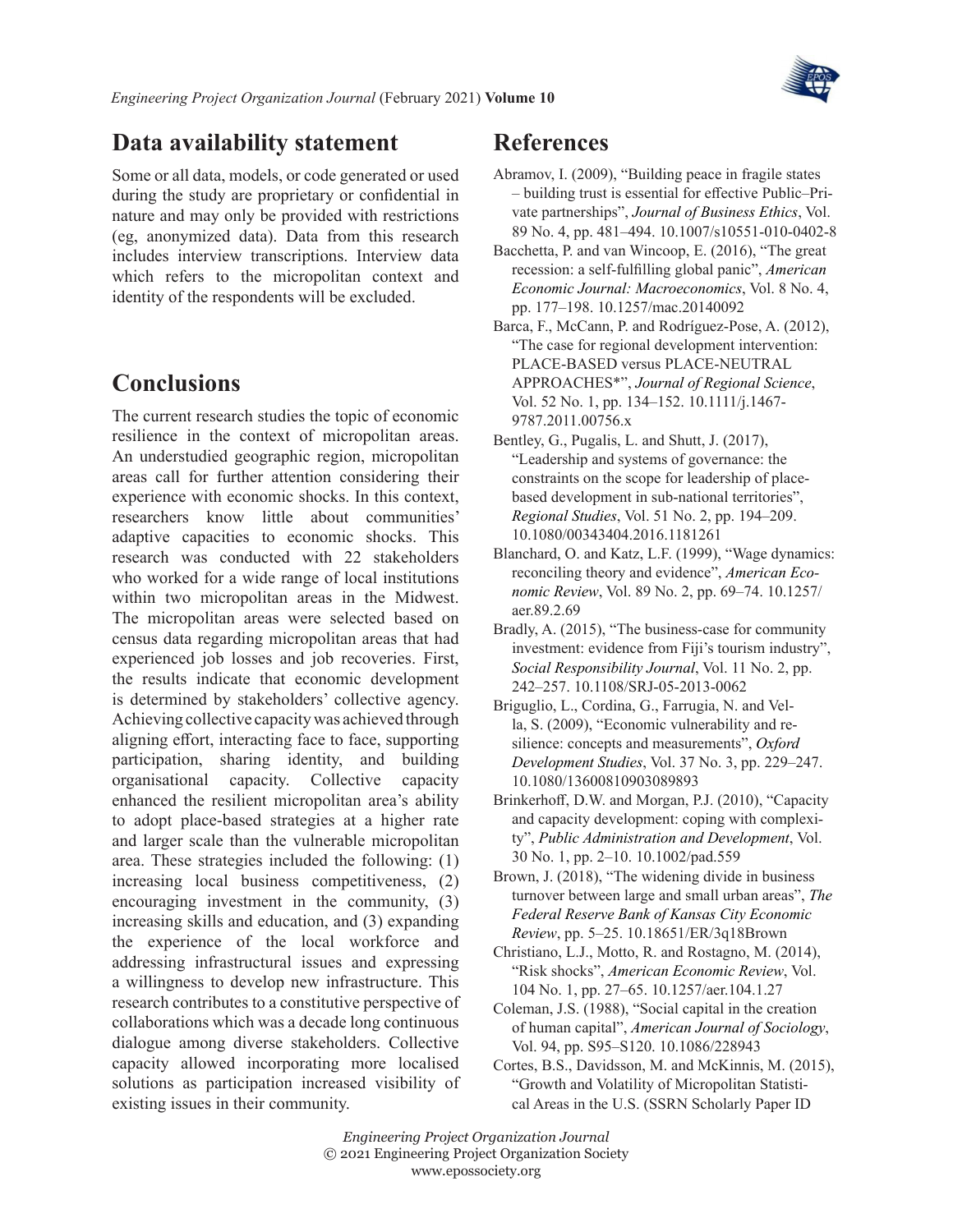## Data availability statement

Some or all data, models, or code generated or used during the study are proprietary or confidential in nature and may only be provided with restrictions (eg, anonymized data). Data from this research includes interview transcriptions. Interview data which refers to the micropolitan context and identity of the respondents will be excluded.

## Conclusions

The current research studies the topic of economic resilience in the context of micropolitan areas. An understudied geographic region, micropolitan areas call for further attention considering their experience with economic shocks. In this context, researchers know little about communities' adaptive capacities to economic shocks. This research was conducted with 22 stakeholders who worked for a wide range of local institutions within two micropolitan areas in the Midwest. The micropolitan areas were selected based on census data regarding micropolitan areas that had experienced job losses and job recoveries. First, the results indicate that economic development is determined by stakeholders' collective agency. Achieving collective capacity was achieved through aligning effort, interacting face to face, supporting participation, sharing identity, and building organisational capacity. Collective capacity enhanced the resilient micropolitan area's ability to adopt place-based strategies at a higher rate and larger scale than the vulnerable micropolitan area. These strategies included the following: (1) increasing local business competitiveness, (2) encouraging investment in the community, (3) increasing skills and education, and (3) expanding the experience of the local workforce and addressing infrastructural issues and expressing a willingness to develop new infrastructure. This research contributes to a constitutive perspective of collaborations which was a decade long continuous dialogue among diverse stakeholders. Collective capacity allowed incorporating more localised solutions as participation increased visibility of existing issues in their community.

## References

Abramov, I. (2009), "Building peace in fragile states – building trust is essential for effective Public–Private partnerships", *Journal of Business Ethics*, Vol. 89 No. 4, pp. 481–494. 10.1007/s10551-010-0402-8

Bacchetta, P. and van Wincoop, E. (2016), "The great recession: a self-fulfilling global panic", *American Economic Journal: Macroeconomics*, Vol. 8 No. 4, pp. 177–198. 10.1257/mac.20140092

Barca, F., McCann, P. and Rodríguez-Pose, A. (2012), "The case for regional development intervention: PLACE-BASED versus PLACE-NEUTRAL APPROACHES*", *Journal of Regional Science*, Vol. 52 No. 1, pp. 134–152. 10.1111/j.1467-9787.2011.00756.x

Bentley, G., Pugalis, L. and Shutt, J. (2017), "Leadership and systems of governance: the constraints on the scope for leadership of place-based development in sub-national territories", *Regional Studies*, Vol. 51 No. 2, pp. 194–209. 10.1080/00343404.2016.1181261

Blanchard, O. and Katz, L.F. (1999), "Wage dynamics: reconciling theory and evidence", *American Economic Review*, Vol. 89 No. 2, pp. 69–74. 10.1257/aer.89.2.69

Bradly, A. (2015), "The business-case for community investment: evidence from Fiji's tourism industry", *Social Responsibility Journal*, Vol. 11 No. 2, pp. 242–257. 10.1108/SRJ-05-2013-0062

Briguglio, L., Cordina, G., Farrugia, N. and Vella, S. (2009), "Economic vulnerability and resilience: concepts and measurements", *Oxford Development Studies*, Vol. 37 No. 3, pp. 229–247. 10.1080/13600810903089893

Brinkerhoff, D.W. and Morgan, P.J. (2010), "Capacity and capacity development: coping with complexity", *Public Administration and Development*, Vol. 30 No. 1, pp. 2–10. 10.1002/pad.559

Brown, J. (2018), "The widening divide in business turnover between large and small urban areas", *The Federal Reserve Bank of Kansas City Economic Review*, pp. 5–25. 10.18651/ER/3q18Brown

Christiano, L.J., Motto, R. and Rostagno, M. (2014), "Risk shocks", *American Economic Review*, Vol. 104 No. 1, pp. 27–65. 10.1257/aer.104.1.27

Coleman, J.S. (1988), "Social capital in the creation of human capital", *American Journal of Sociology*, Vol. 94, pp. S95–S120. 10.1086/228943

Cortes, B.S., Davidsson, M. and McKinnis, M. (2015), "Growth and Volatility of Micropolitan Statistical Areas in the U.S. (SSRN Scholarly Paper ID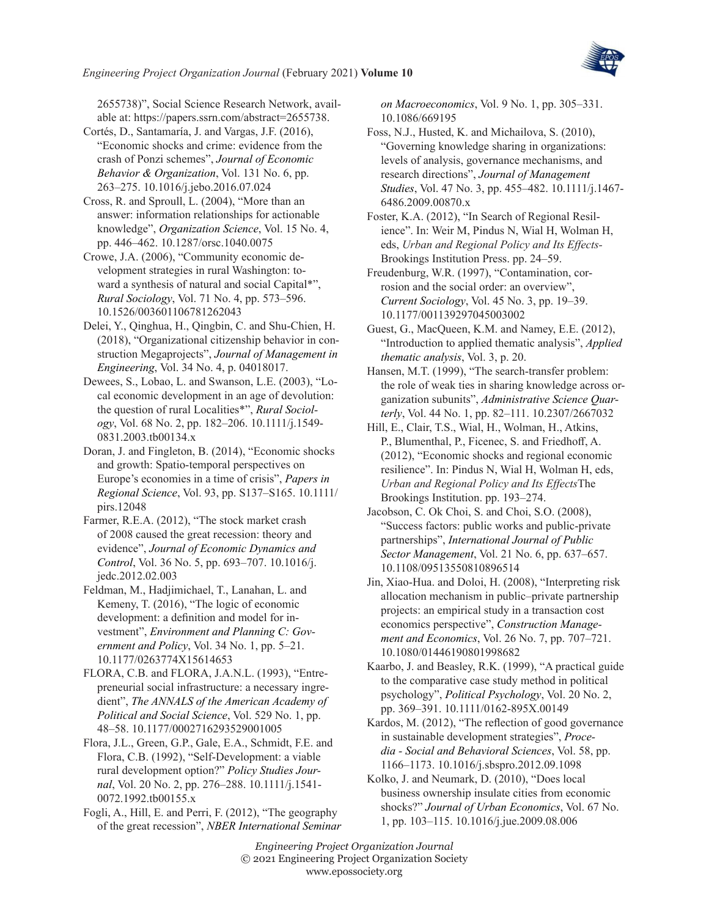2655738)", Social Science Research Network, available at: https://papers.ssrn.com/abstract=2655738.

Cortés, D., Santamaría, J. and Vargas, J.F. (2016), "Economic shocks and crime: evidence from the crash of Ponzi schemes", *Journal of Economic Behavior & Organization*, Vol. 131 No. 6, pp. 263–275. 10.1016/j.jebo.2016.07.024

Cross, R. and Sproull, L. (2004), "More than an answer: information relationships for actionable knowledge", *Organization Science*, Vol. 15 No. 4, pp. 446–462. 10.1287/orsc.1040.0075

Crowe, J.A. (2006), "Community economic development strategies in rural Washington: toward a synthesis of natural and social Capital*", *Rural Sociology*, Vol. 71 No. 4, pp. 573–596. 10.1526/003601106781262043

Delei, Y., Qinghua, H., Qingbin, C. and Shu-Chien, H. (2018), "Organizational citizenship behavior in construction Megaprojects", *Journal of Management in Engineering*, Vol. 34 No. 4, p. 04018017.

Dewees, S., Lobao, L. and Swanson, L.E. (2003), "Local economic development in an age of devolution: the question of rural Localities*", *Rural Sociology*, Vol. 68 No. 2, pp. 182–206. 10.1111/j.1549-0831.2003.tb00134.x

Doran, J. and Fingleton, B. (2014), "Economic shocks and growth: Spatio-temporal perspectives on Europe's economies in a time of crisis", *Papers in Regional Science*, Vol. 93, pp. S137–S165. 10.1111/pirs.12048

Farmer, R.E.A. (2012), "The stock market crash of 2008 caused the great recession: theory and evidence", *Journal of Economic Dynamics and Control*, Vol. 36 No. 5, pp. 693–707. 10.1016/j.jedc.2012.02.003

Feldman, M., Hadjimichael, T., Lanahan, L. and Kemeny, T. (2016), "The logic of economic development: a definition and model for investment", *Environment and Planning C: Government and Policy*, Vol. 34 No. 1, pp. 5–21. 10.1177/0263774X15614653

FLORA, C.B. and FLORA, J.A.N.L. (1993), "Entrepreneurial social infrastructure: a necessary ingredient", *The ANNALS of the American Academy of Political and Social Science*, Vol. 529 No. 1, pp. 48–58. 10.1177/0002716293529001005

Flora, J.L., Green, G.P., Gale, E.A., Schmidt, F.E. and Flora, C.B. (1992), "Self-Development: a viable rural development option?" *Policy Studies Journal*, Vol. 20 No. 2, pp. 276–288. 10.1111/j.1541-0072.1992.tb00155.x

Fogli, A., Hill, E. and Perri, F. (2012), "The geography of the great recession", *NBER International Seminar on Macroeconomics*, Vol. 9 No. 1, pp. 305–331. 10.1086/669195

Foss, N.J., Husted, K. and Michailova, S. (2010), "Governing knowledge sharing in organizations: levels of analysis, governance mechanisms, and research directions", *Journal of Management Studies*, Vol. 47 No. 3, pp. 455–482. 10.1111/j.1467-6486.2009.00870.x

Foster, K.A. (2012), "In Search of Regional Resilience". In: Weir M, Pindus N, Wial H, Wolman H, eds, *Urban and Regional Policy and Its Effects*-Brookings Institution Press. pp. 24–59.

Freudenburg, W.R. (1997), "Contamination, corrosion and the social order: an overview", *Current Sociology*, Vol. 45 No. 3, pp. 19–39. 10.1177/001139297045003002

Guest, G., MacQueen, K.M. and Namey, E.E. (2012), "Introduction to applied thematic analysis", *Applied thematic analysis*, Vol. 3, p. 20.

Hansen, M.T. (1999), "The search-transfer problem: the role of weak ties in sharing knowledge across organization subunits", *Administrative Science Quarterly*, Vol. 44 No. 1, pp. 82–111. 10.2307/2667032

Hill, E., Clair, T.S., Wial, H., Wolman, H., Atkins, P., Blumenthal, P., Ficenec, S. and Friedhoff, A. (2012), "Economic shocks and regional economic resilience". In: Pindus N, Wial H, Wolman H, eds, *Urban and Regional Policy and Its Effects*The Brookings Institution. pp. 193–274.

Jacobson, C. Ok Choi, S. and Choi, S.O. (2008), "Success factors: public works and public-private partnerships", *International Journal of Public Sector Management*, Vol. 21 No. 6, pp. 637–657. 10.1108/09513550810896514

Jin, Xiao-Hua. and Doloi, H. (2008), "Interpreting risk allocation mechanism in public–private partnership projects: an empirical study in a transaction cost economics perspective", *Construction Management and Economics*, Vol. 26 No. 7, pp. 707–721. 10.1080/01446190801998682

Kaarbo, J. and Beasley, R.K. (1999), "A practical guide to the comparative case study method in political psychology", *Political Psychology*, Vol. 20 No. 2, pp. 369–391. 10.1111/0162-895X.00149

Kardos, M. (2012), "The reflection of good governance in sustainable development strategies", *Procedia - Social and Behavioral Sciences*, Vol. 58, pp. 1166–1173. 10.1016/j.sbspro.2012.09.1098

Kolko, J. and Neumark, D. (2010), "Does local business ownership insulate cities from economic shocks?" *Journal of Urban Economics*, Vol. 67 No. 1, pp. 103–115. 10.1016/j.jue.2009.08.006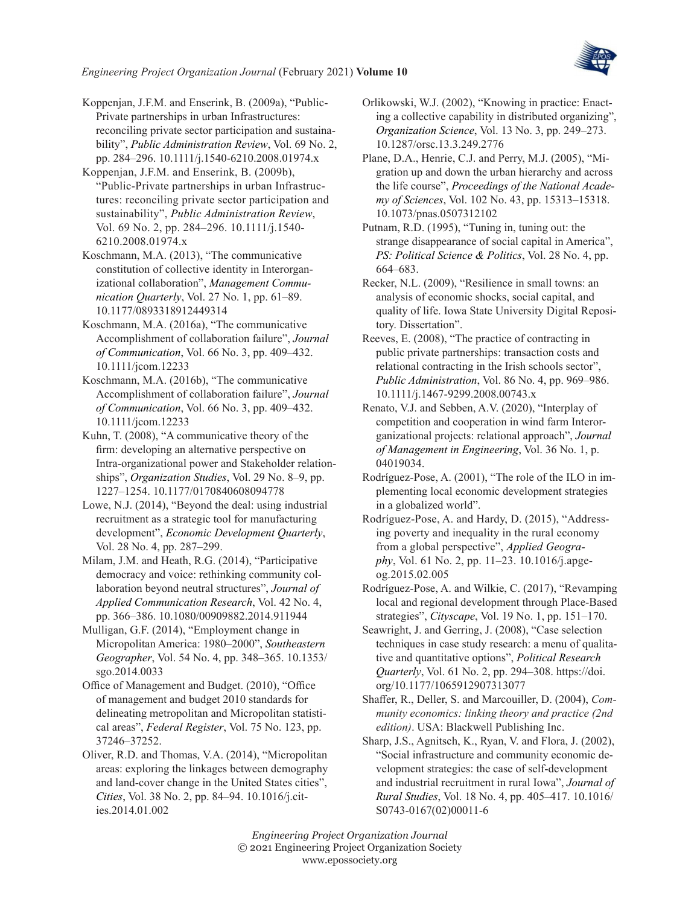Koppenjan, J.F.M. and Enserink, B. (2009a), "Public-Private partnerships in urban Infrastructures: reconciling private sector participation and sustainability", *Public Administration Review*, Vol. 69 No. 2, pp. 284–296. 10.1111/j.1540-6210.2008.01974.x

Koppenjan, J.F.M. and Enserink, B. (2009b), "Public-Private partnerships in urban Infrastructures: reconciling private sector participation and sustainability", *Public Administration Review*, Vol. 69 No. 2, pp. 284–296. 10.1111/j.1540-6210.2008.01974.x

Koschmann, M.A. (2013), "The communicative constitution of collective identity in Interorganizational collaboration", *Management Communication Quarterly*, Vol. 27 No. 1, pp. 61–89. 10.1177/0893318912449314

Koschmann, M.A. (2016a), "The communicative Accomplishment of collaboration failure", *Journal of Communication*, Vol. 66 No. 3, pp. 409–432. 10.1111/jcom.12233

Koschmann, M.A. (2016b), "The communicative Accomplishment of collaboration failure", *Journal of Communication*, Vol. 66 No. 3, pp. 409–432. 10.1111/jcom.12233

Kuhn, T. (2008), "A communicative theory of the firm: developing an alternative perspective on Intra-organizational power and Stakeholder relationships", *Organization Studies*, Vol. 29 No. 8–9, pp. 1227–1254. 10.1177/0170840608094778

Lowe, N.J. (2014), "Beyond the deal: using industrial recruitment as a strategic tool for manufacturing development", *Economic Development Quarterly*, Vol. 28 No. 4, pp. 287–299.

Milam, J.M. and Heath, R.G. (2014), "Participative democracy and voice: rethinking community collaboration beyond neutral structures", *Journal of Applied Communication Research*, Vol. 42 No. 4, pp. 366–386. 10.1080/00909882.2014.911944

Mulligan, G.F. (2014), "Employment change in Micropolitan America: 1980–2000", *Southeastern Geographer*, Vol. 54 No. 4, pp. 348–365. 10.1353/sgo.2014.0033

Office of Management and Budget. (2010), "Office of management and budget 2010 standards for delineating metropolitan and Micropolitan statistical areas", *Federal Register*, Vol. 75 No. 123, pp. 37246–37252.

Oliver, R.D. and Thomas, V.A. (2014), "Micropolitan areas: exploring the linkages between demography and land-cover change in the United States cities", *Cities*, Vol. 38 No. 2, pp. 84–94. 10.1016/j.cities.2014.01.002

Orlikowski, W.J. (2002), "Knowing in practice: Enacting a collective capability in distributed organizing", *Organization Science*, Vol. 13 No. 3, pp. 249–273. 10.1287/orsc.13.3.249.2776

Plane, D.A., Henrie, C.J. and Perry, M.J. (2005), "Migration up and down the urban hierarchy and across the life course", *Proceedings of the National Academy of Sciences*, Vol. 102 No. 43, pp. 15313–15318. 10.1073/pnas.0507312102

Putnam, R.D. (1995), "Tuning in, tuning out: the strange disappearance of social capital in America", *PS: Political Science & Politics*, Vol. 28 No. 4, pp. 664–683.

Recker, N.L. (2009), "Resilience in small towns: an analysis of economic shocks, social capital, and quality of life. Iowa State University Digital Repository. Dissertation".

Reeves, E. (2008), "The practice of contracting in public private partnerships: transaction costs and relational contracting in the Irish schools sector", *Public Administration*, Vol. 86 No. 4, pp. 969–986. 10.1111/j.1467-9299.2008.00743.x

Renato, V.J. and Sebben, A.V. (2020), "Interplay of competition and cooperation in wind farm Interorganizational projects: relational approach", *Journal of Management in Engineering*, Vol. 36 No. 1, p. 04019034.

Rodríguez-Pose, A. (2001), "The role of the ILO in implementing local economic development strategies in a globalized world".

Rodríguez-Pose, A. and Hardy, D. (2015), "Addressing poverty and inequality in the rural economy from a global perspective", *Applied Geography*, Vol. 61 No. 2, pp. 11–23. 10.1016/j.apgeog.2015.02.005

Rodríguez-Pose, A. and Wilkie, C. (2017), "Revamping local and regional development through Place-Based strategies", *Cityscape*, Vol. 19 No. 1, pp. 151–170.

Seawright, J. and Gerring, J. (2008), "Case selection techniques in case study research: a menu of qualitative and quantitative options", *Political Research Quarterly*, Vol. 61 No. 2, pp. 294–308. https://doi.org/10.1177/1065912907313077

Shaffer, R., Deller, S. and Marcouiller, D. (2004), *Community economics: linking theory and practice (2nd edition)*. USA: Blackwell Publishing Inc.

Sharp, J.S., Agnitsch, K., Ryan, V. and Flora, J. (2002), "Social infrastructure and community economic development strategies: the case of self-development and industrial recruitment in rural Iowa", *Journal of Rural Studies*, Vol. 18 No. 4, pp. 405–417. 10.1016/S0743-0167(02)00011-6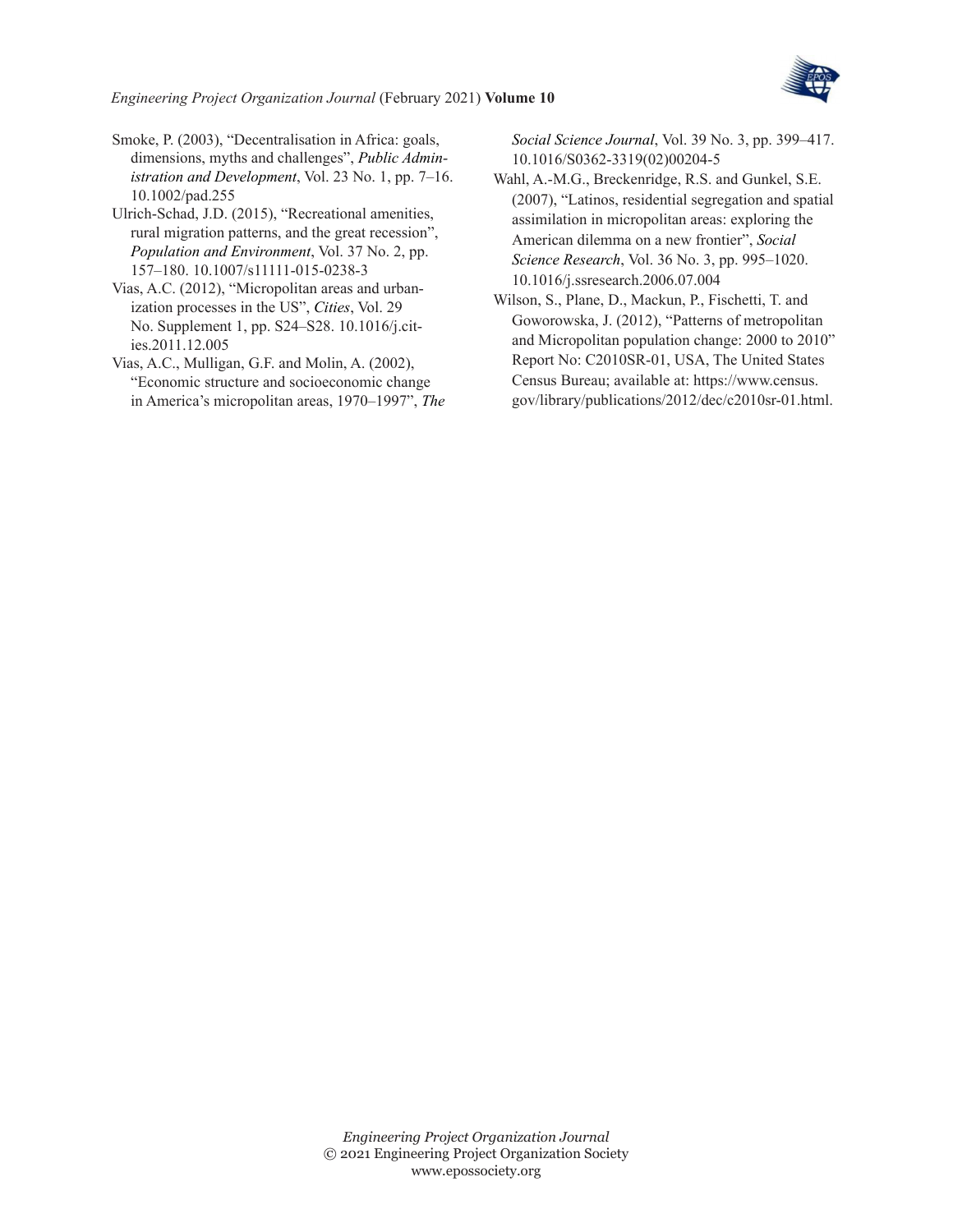Smoke, P. (2003), "Decentralisation in Africa: goals, dimensions, myths and challenges", *Public Administration and Development*, Vol. 23 No. 1, pp. 7–16. 10.1002/pad.255

Ulrich-Schad, J.D. (2015), "Recreational amenities, rural migration patterns, and the great recession", *Population and Environment*, Vol. 37 No. 2, pp. 157–180. 10.1007/s11111-015-0238-3

Vias, A.C. (2012), "Micropolitan areas and urbanization processes in the US", *Cities*, Vol. 29 No. Supplement 1, pp. S24–S28. 10.1016/j.cities.2011.12.005

Vias, A.C., Mulligan, G.F. and Molin, A. (2002), "Economic structure and socioeconomic change in America's micropolitan areas, 1970–1997", *The Social Science Journal*, Vol. 39 No. 3, pp. 399–417. 10.1016/S0362-3319(02)00204-5

Wahl, A.-M.G., Breckenridge, R.S. and Gunkel, S.E. (2007), "Latinos, residential segregation and spatial assimilation in micropolitan areas: exploring the American dilemma on a new frontier", *Social Science Research*, Vol. 36 No. 3, pp. 995–1020. 10.1016/j.ssresearch.2006.07.004

Wilson, S., Plane, D., Mackun, P., Fischetti, T. and Goworowska, J. (2012), "Patterns of metropolitan and Micropolitan population change: 2000 to 2010" Report No: C2010SR-01, USA, The United States Census Bureau; available at: https://www.census.gov/library/publications/2012/dec/c2010sr-01.html.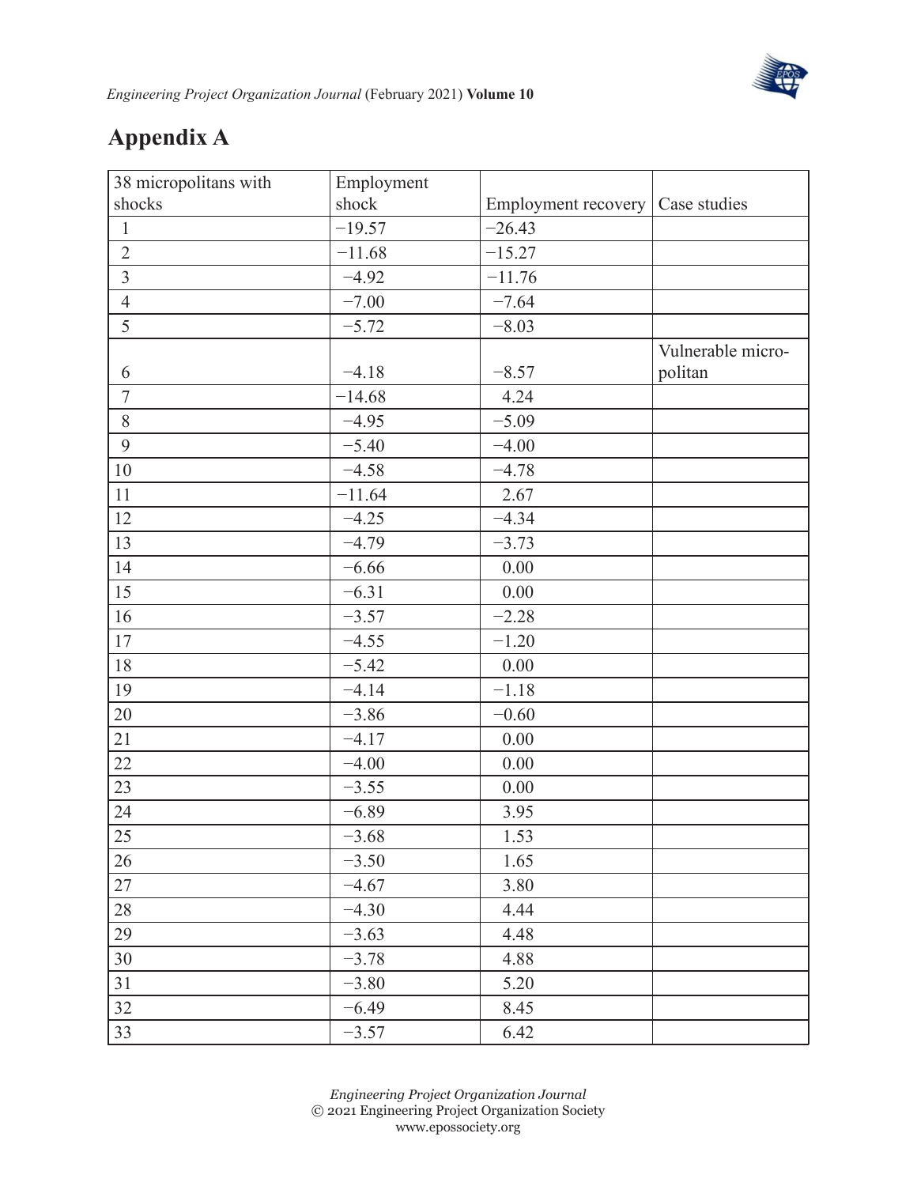# Appendix A

| 38 micropolitans with shocks | Employment shock | Employment recovery | Case studies |
|---|---|---|---|
| 1 | −19.57 | −26.43 | |
| 2 | −11.68 | −15.27 | |
| 3 | −4.92 | −11.76 | |
| 4 | −7.00 | −7.64 | |
| 5 | −5.72 | −8.03 | |
| 6 | −4.18 | −8.57 | Vulnerable micro-politan |
| 7 | −14.68 | 4.24 | |
| 8 | −4.95 | −5.09 | |
| 9 | −5.40 | −4.00 | |
| 10 | −4.58 | −4.78 | |
| 11 | −11.64 | 2.67 | |
| 12 | −4.25 | −4.34 | |
| 13 | −4.79 | −3.73 | |
| 14 | −6.66 | 0.00 | |
| 15 | −6.31 | 0.00 | |
| 16 | −3.57 | −2.28 | |
| 17 | −4.55 | −1.20 | |
| 18 | −5.42 | 0.00 | |
| 19 | −4.14 | −1.18 | |
| 20 | −3.86 | −0.60 | |
| 21 | −4.17 | 0.00 | |
| 22 | −4.00 | 0.00 | |
| 23 | −3.55 | 0.00 | |
| 24 | −6.89 | 3.95 | |
| 25 | −3.68 | 1.53 | |
| 26 | −3.50 | 1.65 | |
| 27 | −4.67 | 3.80 | |
| 28 | −4.30 | 4.44 | |
| 29 | −3.63 | 4.48 | |
| 30 | −3.78 | 4.88 | |
| 31 | −3.80 | 5.20 | |
| 32 | −6.49 | 8.45 | |
| 33 | −3.57 | 6.42 | |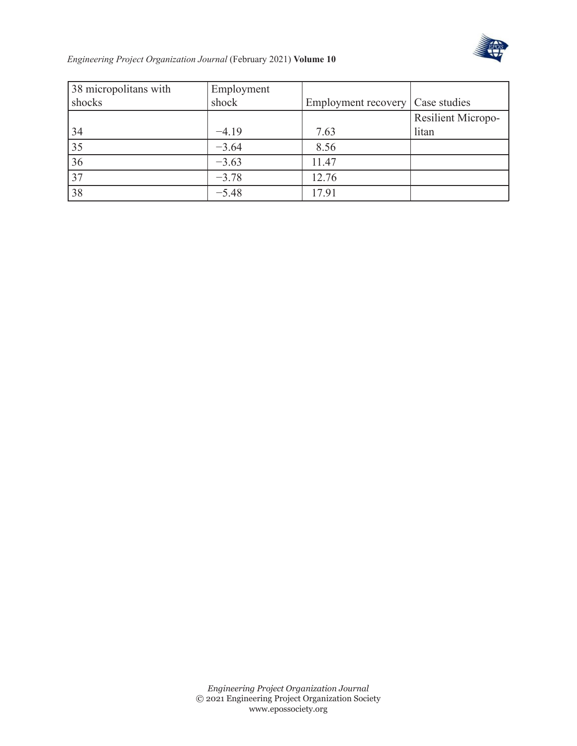| 38 micropolitans with shocks | Employment shock | Employment recovery | Case studies |
|---|---|---|---|
| 34 | −4.19 | 7.63 | Resilient Micropolitan |
| 35 | −3.64 | 8.56 | |
| 36 | −3.63 | 11.47 | |
| 37 | −3.78 | 12.76 | |
| 38 | −5.48 | 17.91 | |